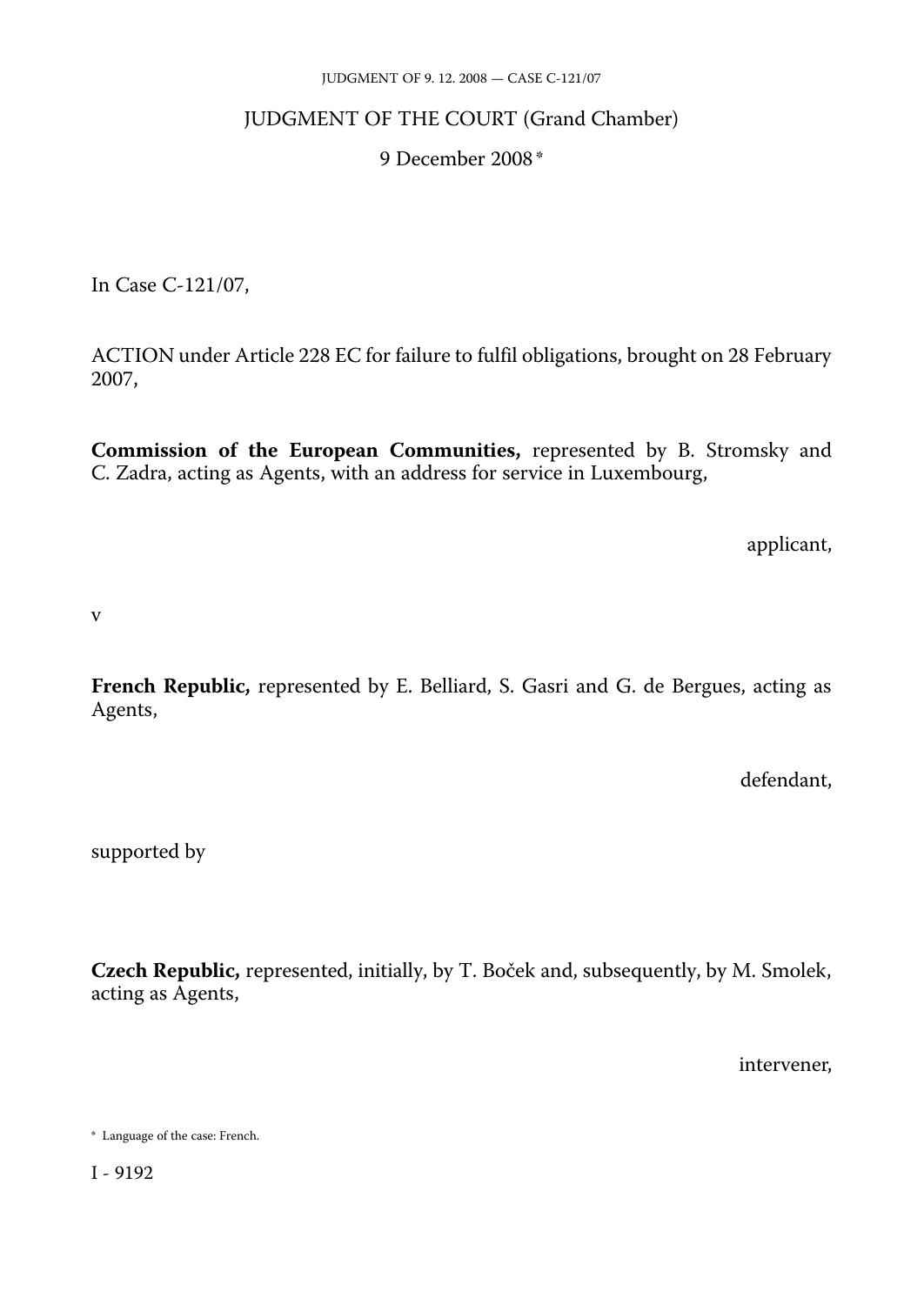# JUDGMENT OF THE COURT (Grand Chamber)

9 December 2008 *

In Case C-121/07,

ACTION under Article 228 EC for failure to fulfil obligations, brought on 28 February 2007,

**Commission of the European Communities,** represented by B. Stromsky and C. Zadra, acting as Agents, with an address for service in Luxembourg,

applicant,

v

**French Republic,** represented by E. Belliard, S. Gasri and G. de Bergues, acting as Agents,

defendant,

supported by

**Czech Republic,** represented, initially, by T. Boček and, subsequently, by M. Smolek, acting as Agents,

intervener,

\* Language of the case: French.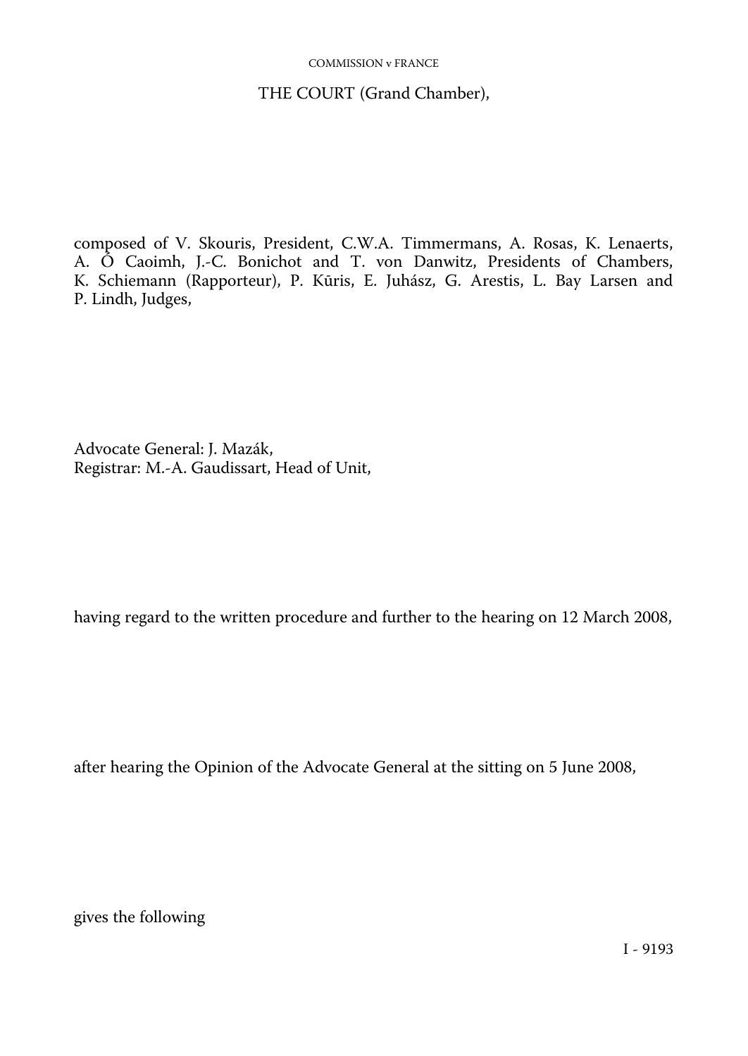THE COURT (Grand Chamber),

composed of V. Skouris, President, C.W.A. Timmermans, A. Rosas, K. Lenaerts, A. Ó Caoimh, J.-C. Bonichot and T. von Danwitz, Presidents of Chambers, K. Schiemann (Rapporteur), P. Kūris, E. Juhász, G. Arestis, L. Bay Larsen and P. Lindh, Judges,

Advocate General: J. Mazák,
Registrar: M.-A. Gaudissart, Head of Unit,

having regard to the written procedure and further to the hearing on 12 March 2008,

after hearing the Opinion of the Advocate General at the sitting on 5 June 2008,

gives the following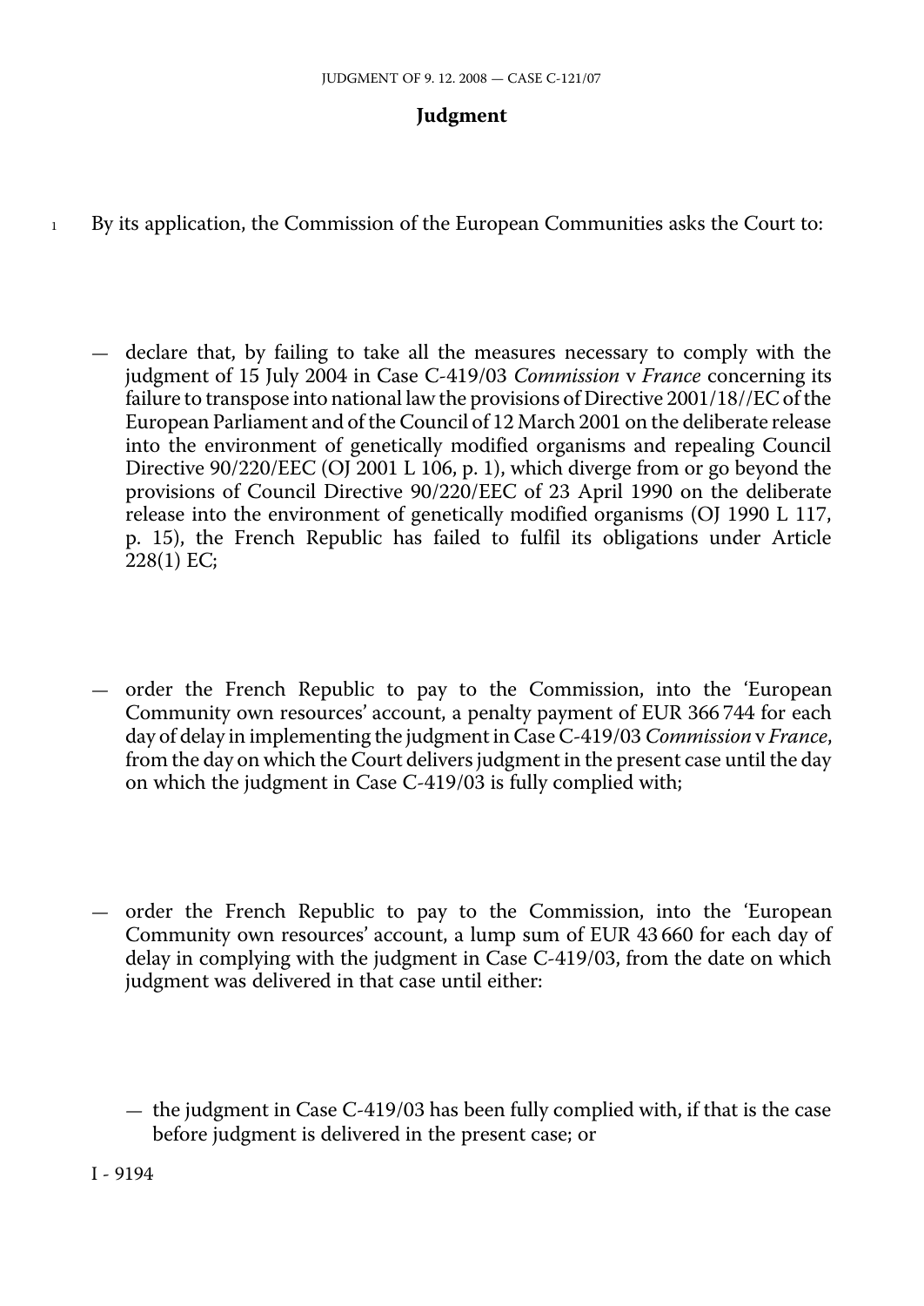## Judgment

1 By its application, the Commission of the European Communities asks the Court to:

— declare that, by failing to take all the measures necessary to comply with the judgment of 15 July 2004 in Case C-419/03 *Commission* v *France* concerning its failure to transpose into national law the provisions of Directive 2001/18//EC of the European Parliament and of the Council of 12 March 2001 on the deliberate release into the environment of genetically modified organisms and repealing Council Directive 90/220/EEC (OJ 2001 L 106, p. 1), which diverge from or go beyond the provisions of Council Directive 90/220/EEC of 23 April 1990 on the deliberate release into the environment of genetically modified organisms (OJ 1990 L 117, p. 15), the French Republic has failed to fulfil its obligations under Article 228(1) EC;

— order the French Republic to pay to the Commission, into the 'European Community own resources' account, a penalty payment of EUR 366 744 for each day of delay in implementing the judgment in Case C-419/03 *Commission* v *France*, from the day on which the Court delivers judgment in the present case until the day on which the judgment in Case C-419/03 is fully complied with;

— order the French Republic to pay to the Commission, into the 'European Community own resources' account, a lump sum of EUR 43 660 for each day of delay in complying with the judgment in Case C-419/03, from the date on which judgment was delivered in that case until either:

  — the judgment in Case C-419/03 has been fully complied with, if that is the case before judgment is delivered in the present case; or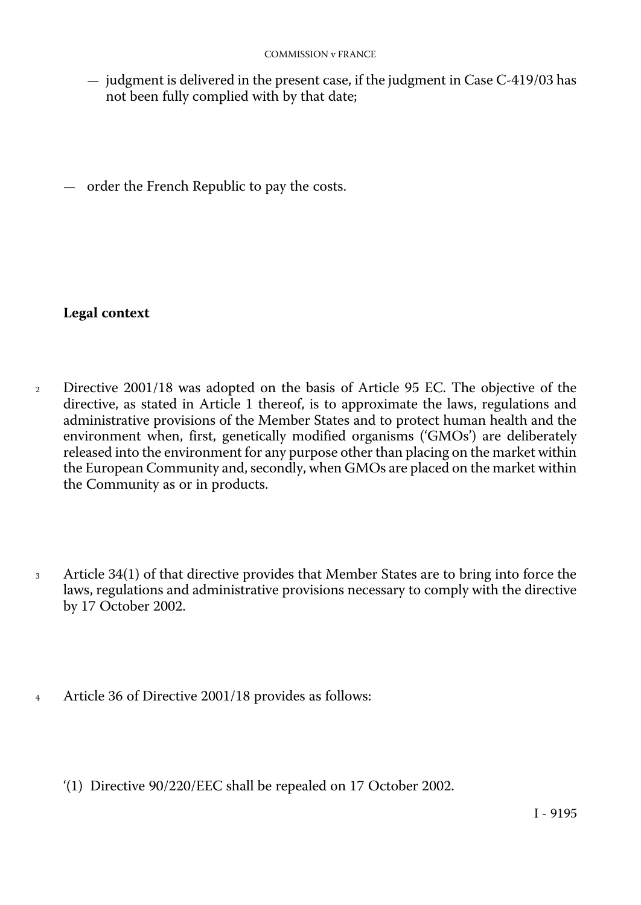— judgment is delivered in the present case, if the judgment in Case C-419/03 has not been fully complied with by that date;

— order the French Republic to pay the costs.

## Legal context

2 Directive 2001/18 was adopted on the basis of Article 95 EC. The objective of the directive, as stated in Article 1 thereof, is to approximate the laws, regulations and administrative provisions of the Member States and to protect human health and the environment when, first, genetically modified organisms ('GMOs') are deliberately released into the environment for any purpose other than placing on the market within the European Community and, secondly, when GMOs are placed on the market within the Community as or in products.

3 Article 34(1) of that directive provides that Member States are to bring into force the laws, regulations and administrative provisions necessary to comply with the directive by 17 October 2002.

4 Article 36 of Directive 2001/18 provides as follows:

'(1) Directive 90/220/EEC shall be repealed on 17 October 2002.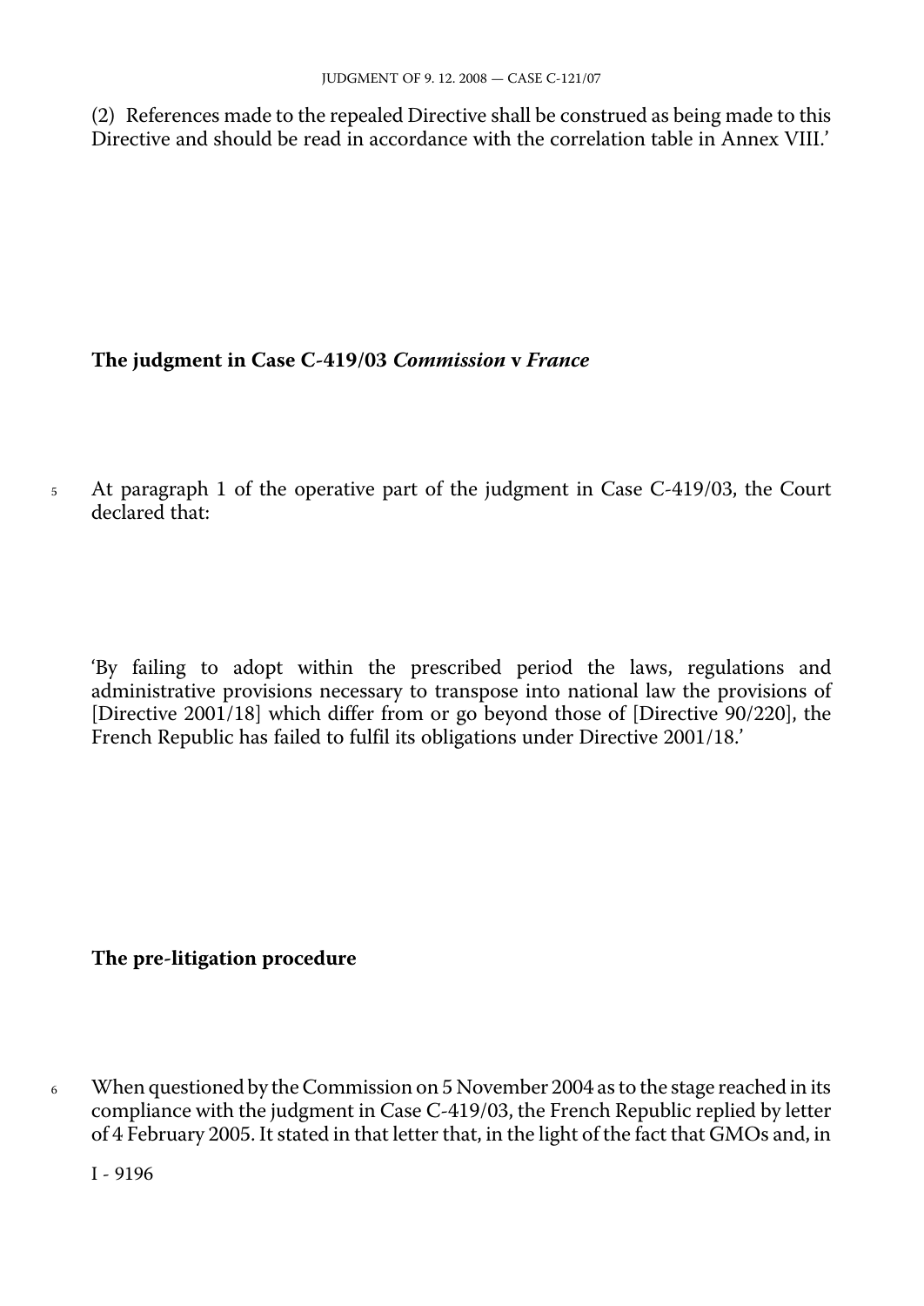(2) References made to the repealed Directive shall be construed as being made to this Directive and should be read in accordance with the correlation table in Annex VIII.'

**The judgment in Case C-419/03 *Commission* v *France***

5 At paragraph 1 of the operative part of the judgment in Case C-419/03, the Court declared that:

'By failing to adopt within the prescribed period the laws, regulations and administrative provisions necessary to transpose into national law the provisions of [Directive 2001/18] which differ from or go beyond those of [Directive 90/220], the French Republic has failed to fulfil its obligations under Directive 2001/18.'

**The pre-litigation procedure**

6 When questioned by the Commission on 5 November 2004 as to the stage reached in its compliance with the judgment in Case C-419/03, the French Republic replied by letter of 4 February 2005. It stated in that letter that, in the light of the fact that GMOs and, in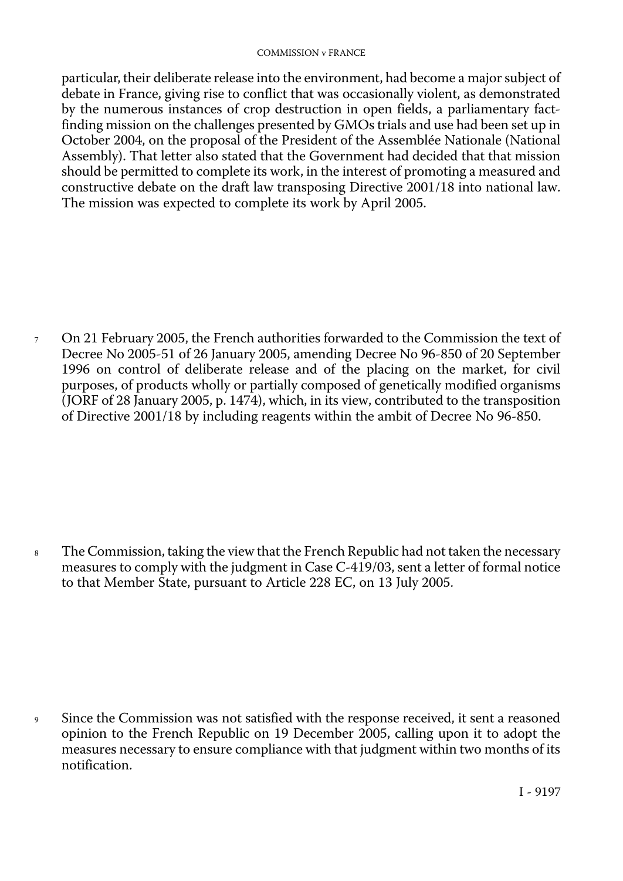particular, their deliberate release into the environment, had become a major subject of debate in France, giving rise to conflict that was occasionally violent, as demonstrated by the numerous instances of crop destruction in open fields, a parliamentary fact-finding mission on the challenges presented by GMOs trials and use had been set up in October 2004, on the proposal of the President of the Assemblée Nationale (National Assembly). That letter also stated that the Government had decided that that mission should be permitted to complete its work, in the interest of promoting a measured and constructive debate on the draft law transposing Directive 2001/18 into national law. The mission was expected to complete its work by April 2005.

7 On 21 February 2005, the French authorities forwarded to the Commission the text of Decree No 2005-51 of 26 January 2005, amending Decree No 96-850 of 20 September 1996 on control of deliberate release and of the placing on the market, for civil purposes, of products wholly or partially composed of genetically modified organisms (JORF of 28 January 2005, p. 1474), which, in its view, contributed to the transposition of Directive 2001/18 by including reagents within the ambit of Decree No 96-850.

8 The Commission, taking the view that the French Republic had not taken the necessary measures to comply with the judgment in Case C-419/03, sent a letter of formal notice to that Member State, pursuant to Article 228 EC, on 13 July 2005.

9 Since the Commission was not satisfied with the response received, it sent a reasoned opinion to the French Republic on 19 December 2005, calling upon it to adopt the measures necessary to ensure compliance with that judgment within two months of its notification.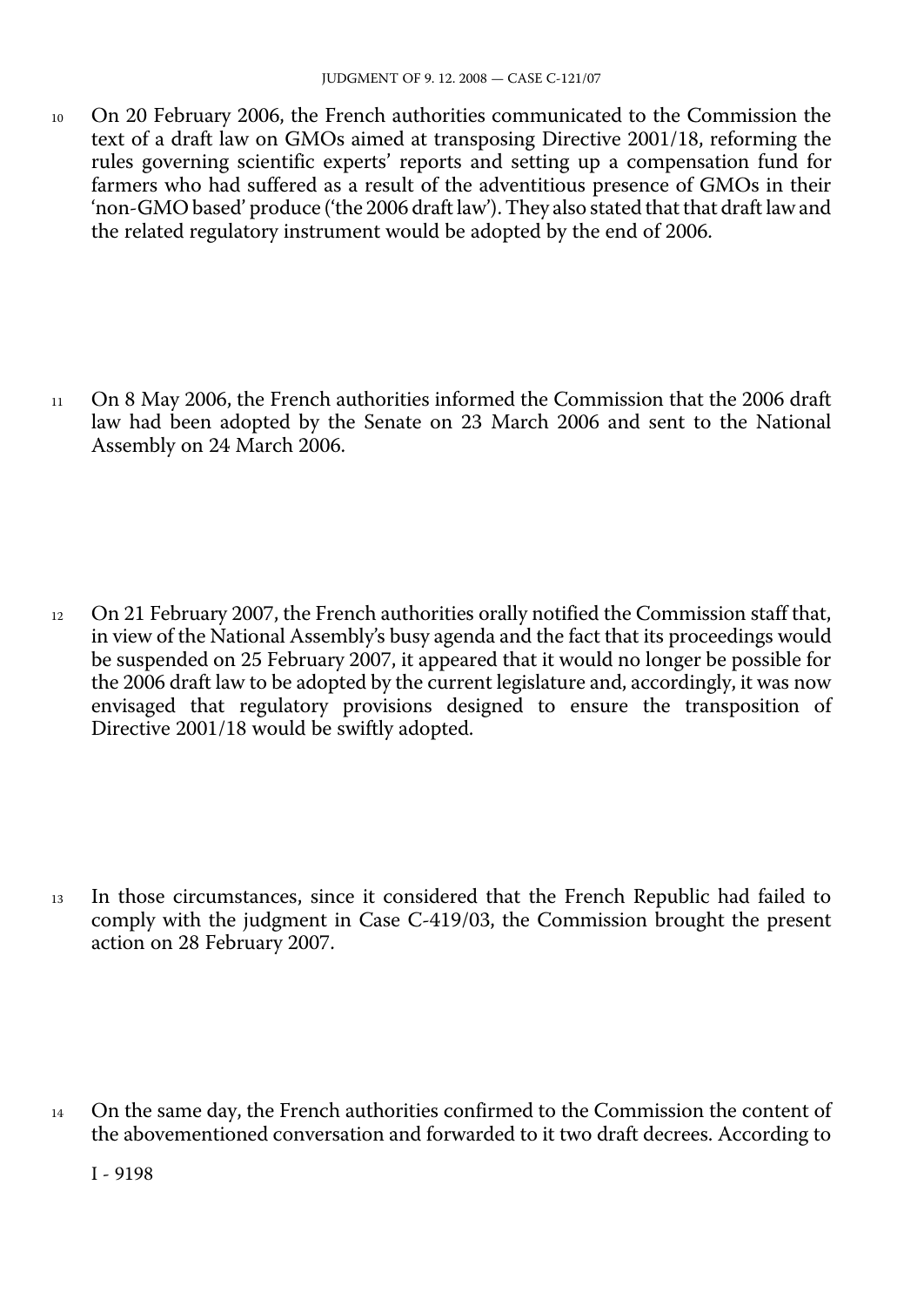10 On 20 February 2006, the French authorities communicated to the Commission the text of a draft law on GMOs aimed at transposing Directive 2001/18, reforming the rules governing scientific experts' reports and setting up a compensation fund for farmers who had suffered as a result of the adventitious presence of GMOs in their 'non-GMO based' produce ('the 2006 draft law'). They also stated that that draft law and the related regulatory instrument would be adopted by the end of 2006.

11 On 8 May 2006, the French authorities informed the Commission that the 2006 draft law had been adopted by the Senate on 23 March 2006 and sent to the National Assembly on 24 March 2006.

12 On 21 February 2007, the French authorities orally notified the Commission staff that, in view of the National Assembly's busy agenda and the fact that its proceedings would be suspended on 25 February 2007, it appeared that it would no longer be possible for the 2006 draft law to be adopted by the current legislature and, accordingly, it was now envisaged that regulatory provisions designed to ensure the transposition of Directive 2001/18 would be swiftly adopted.

13 In those circumstances, since it considered that the French Republic had failed to comply with the judgment in Case C-419/03, the Commission brought the present action on 28 February 2007.

14 On the same day, the French authorities confirmed to the Commission the content of the abovementioned conversation and forwarded to it two draft decrees. According to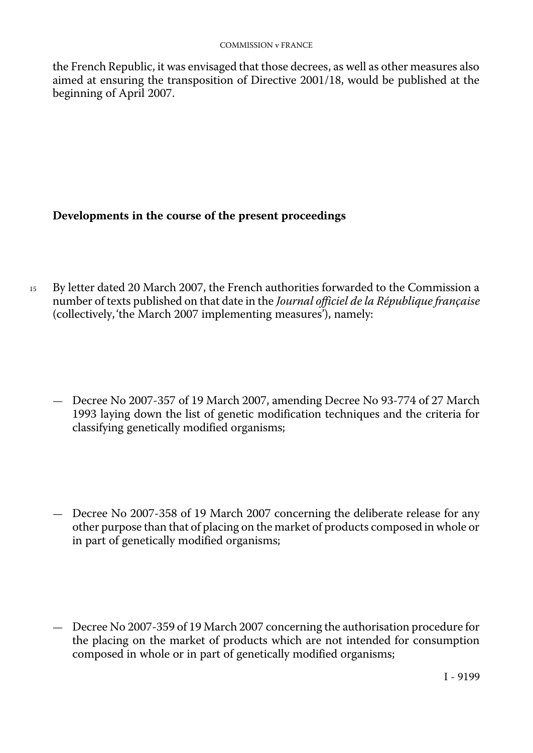the French Republic, it was envisaged that those decrees, as well as other measures also aimed at ensuring the transposition of Directive 2001/18, would be published at the beginning of April 2007.

**Developments in the course of the present proceedings**

15 By letter dated 20 March 2007, the French authorities forwarded to the Commission a number of texts published on that date in the *Journal officiel de la République française* (collectively, 'the March 2007 implementing measures'), namely:

— Decree No 2007-357 of 19 March 2007, amending Decree No 93-774 of 27 March 1993 laying down the list of genetic modification techniques and the criteria for classifying genetically modified organisms;

— Decree No 2007-358 of 19 March 2007 concerning the deliberate release for any other purpose than that of placing on the market of products composed in whole or in part of genetically modified organisms;

— Decree No 2007-359 of 19 March 2007 concerning the authorisation procedure for the placing on the market of products which are not intended for consumption composed in whole or in part of genetically modified organisms;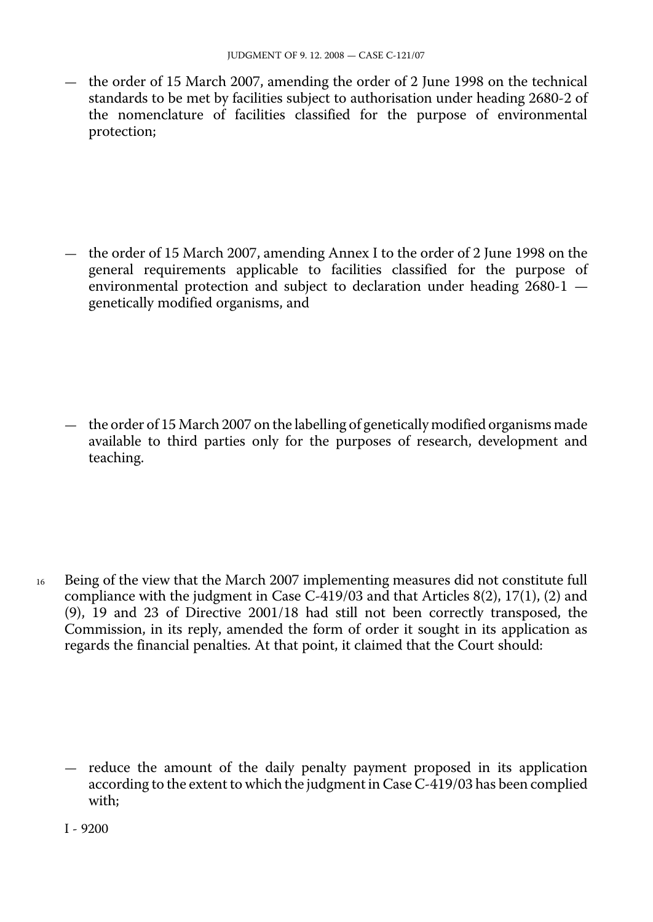- the order of 15 March 2007, amending the order of 2 June 1998 on the technical standards to be met by facilities subject to authorisation under heading 2680-2 of the nomenclature of facilities classified for the purpose of environmental protection;

- the order of 15 March 2007, amending Annex I to the order of 2 June 1998 on the general requirements applicable to facilities classified for the purpose of environmental protection and subject to declaration under heading 2680-1 — genetically modified organisms, and

- the order of 15 March 2007 on the labelling of genetically modified organisms made available to third parties only for the purposes of research, development and teaching.

16 Being of the view that the March 2007 implementing measures did not constitute full compliance with the judgment in Case C-419/03 and that Articles 8(2), 17(1), (2) and (9), 19 and 23 of Directive 2001/18 had still not been correctly transposed, the Commission, in its reply, amended the form of order it sought in its application as regards the financial penalties. At that point, it claimed that the Court should:

- reduce the amount of the daily penalty payment proposed in its application according to the extent to which the judgment in Case C-419/03 has been complied with;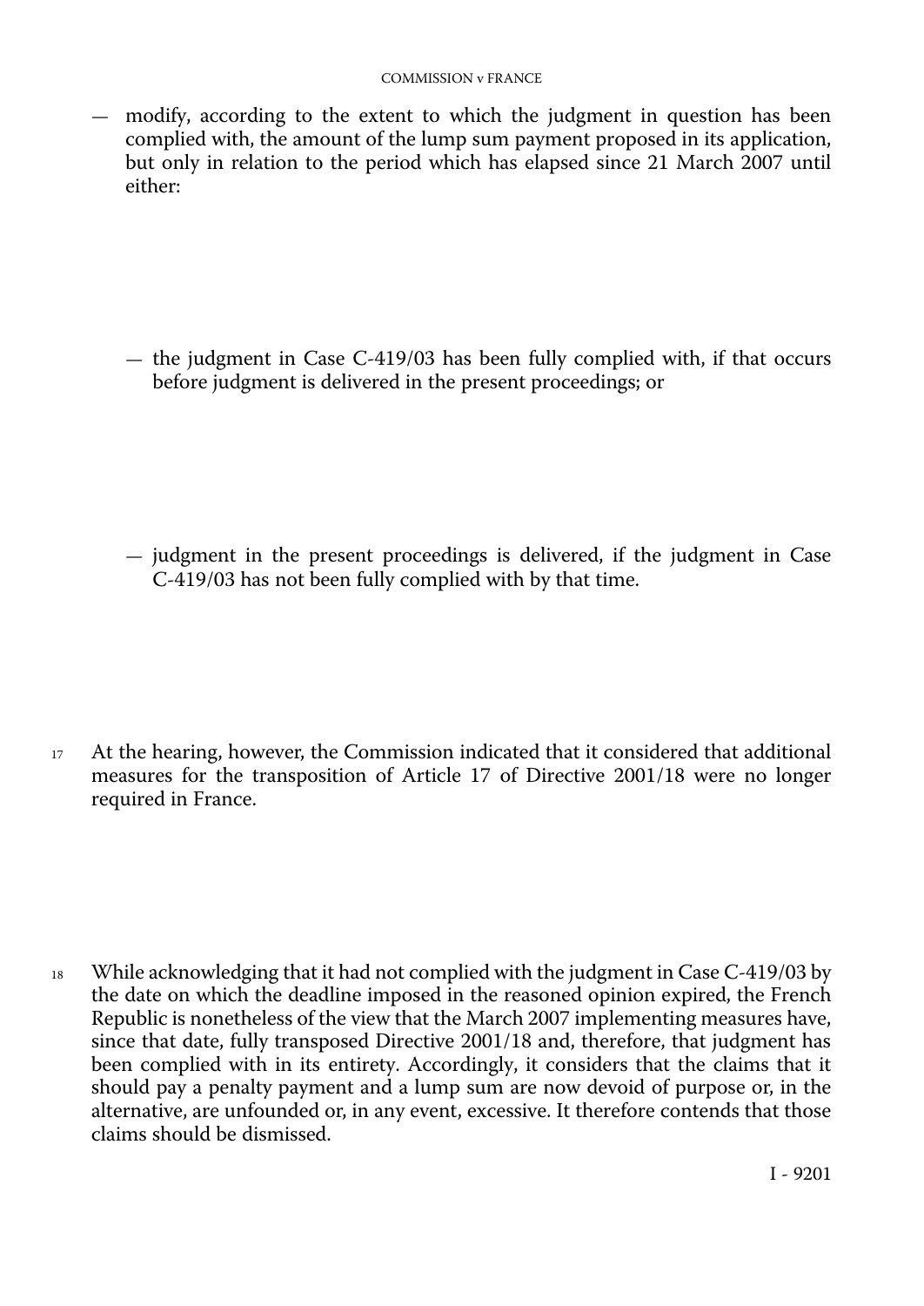— modify, according to the extent to which the judgment in question has been complied with, the amount of the lump sum payment proposed in its application, but only in relation to the period which has elapsed since 21 March 2007 until either:

  — the judgment in Case C-419/03 has been fully complied with, if that occurs before judgment is delivered in the present proceedings; or

  — judgment in the present proceedings is delivered, if the judgment in Case C-419/03 has not been fully complied with by that time.

17 At the hearing, however, the Commission indicated that it considered that additional measures for the transposition of Article 17 of Directive 2001/18 were no longer required in France.

18 While acknowledging that it had not complied with the judgment in Case C-419/03 by the date on which the deadline imposed in the reasoned opinion expired, the French Republic is nonetheless of the view that the March 2007 implementing measures have, since that date, fully transposed Directive 2001/18 and, therefore, that judgment has been complied with in its entirety. Accordingly, it considers that the claims that it should pay a penalty payment and a lump sum are now devoid of purpose or, in the alternative, are unfounded or, in any event, excessive. It therefore contends that those claims should be dismissed.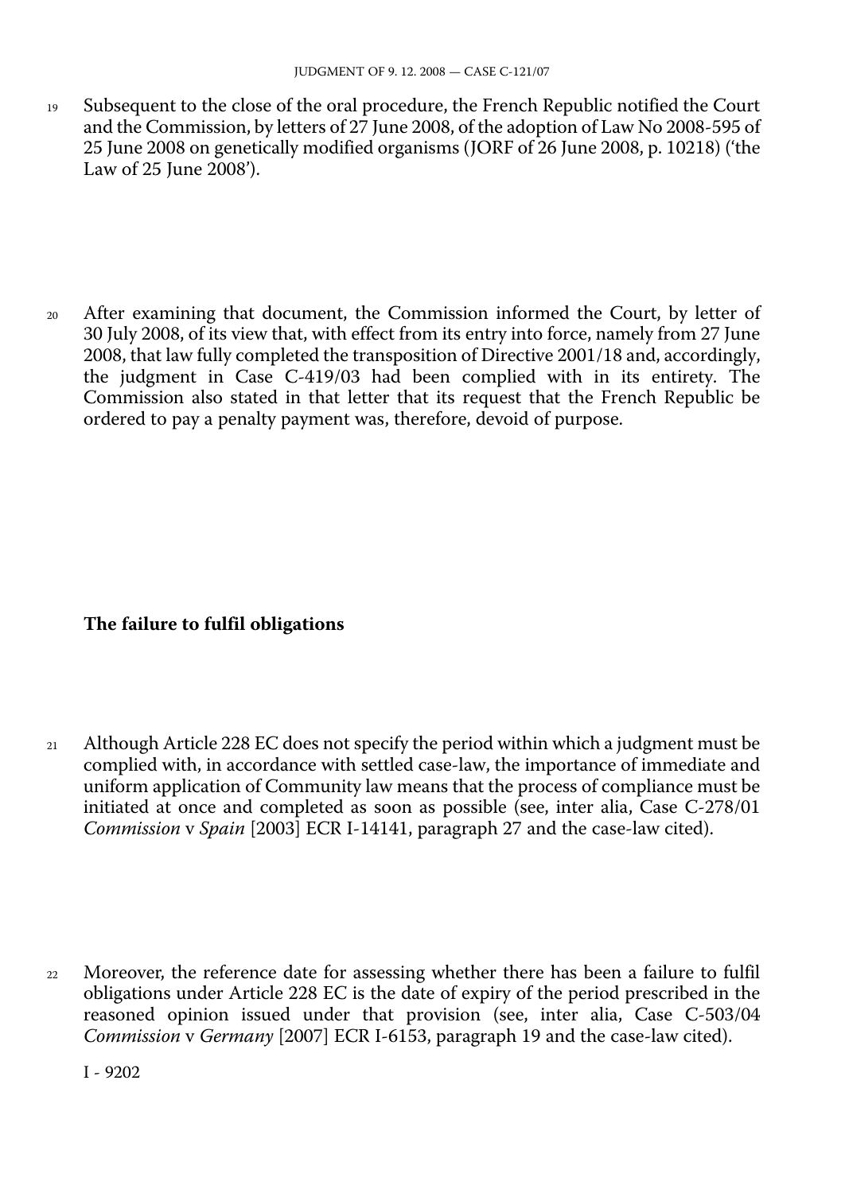19 Subsequent to the close of the oral procedure, the French Republic notified the Court and the Commission, by letters of 27 June 2008, of the adoption of Law No 2008-595 of 25 June 2008 on genetically modified organisms (JORF of 26 June 2008, p. 10218) ('the Law of 25 June 2008').

20 After examining that document, the Commission informed the Court, by letter of 30 July 2008, of its view that, with effect from its entry into force, namely from 27 June 2008, that law fully completed the transposition of Directive 2001/18 and, accordingly, the judgment in Case C-419/03 had been complied with in its entirety. The Commission also stated in that letter that its request that the French Republic be ordered to pay a penalty payment was, therefore, devoid of purpose.

## The failure to fulfil obligations

21 Although Article 228 EC does not specify the period within which a judgment must be complied with, in accordance with settled case-law, the importance of immediate and uniform application of Community law means that the process of compliance must be initiated at once and completed as soon as possible (see, inter alia, Case C-278/01 *Commission* v *Spain* [2003] ECR I-14141, paragraph 27 and the case-law cited).

22 Moreover, the reference date for assessing whether there has been a failure to fulfil obligations under Article 228 EC is the date of expiry of the period prescribed in the reasoned opinion issued under that provision (see, inter alia, Case C-503/04 *Commission* v *Germany* [2007] ECR I-6153, paragraph 19 and the case-law cited).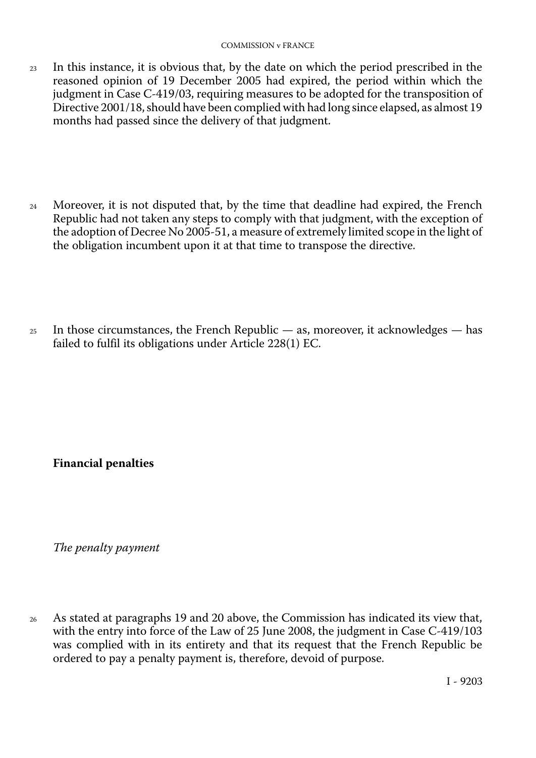23 In this instance, it is obvious that, by the date on which the period prescribed in the reasoned opinion of 19 December 2005 had expired, the period within which the judgment in Case C-419/03, requiring measures to be adopted for the transposition of Directive 2001/18, should have been complied with had long since elapsed, as almost 19 months had passed since the delivery of that judgment.

24 Moreover, it is not disputed that, by the time that deadline had expired, the French Republic had not taken any steps to comply with that judgment, with the exception of the adoption of Decree No 2005-51, a measure of extremely limited scope in the light of the obligation incumbent upon it at that time to transpose the directive.

25 In those circumstances, the French Republic — as, moreover, it acknowledges — has failed to fulfil its obligations under Article 228(1) EC.

**Financial penalties**

*The penalty payment*

26 As stated at paragraphs 19 and 20 above, the Commission has indicated its view that, with the entry into force of the Law of 25 June 2008, the judgment in Case C-419/103 was complied with in its entirety and that its request that the French Republic be ordered to pay a penalty payment is, therefore, devoid of purpose.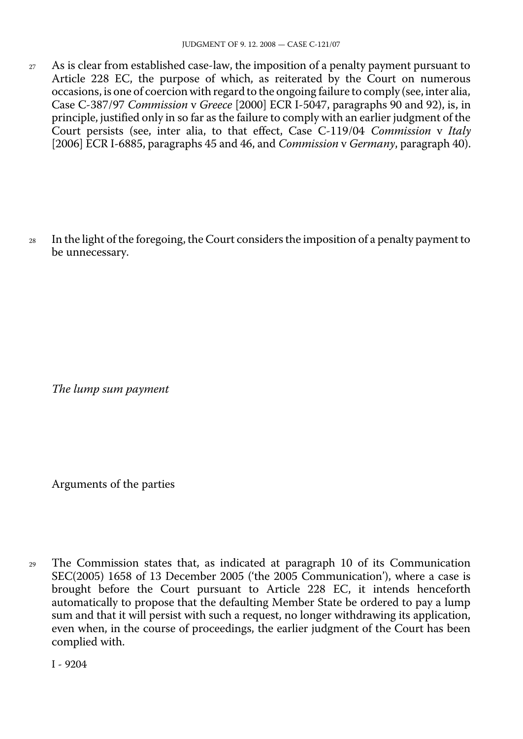27 As is clear from established case-law, the imposition of a penalty payment pursuant to Article 228 EC, the purpose of which, as reiterated by the Court on numerous occasions, is one of coercion with regard to the ongoing failure to comply (see, inter alia, Case C-387/97 *Commission* v *Greece* [2000] ECR I-5047, paragraphs 90 and 92), is, in principle, justified only in so far as the failure to comply with an earlier judgment of the Court persists (see, inter alia, to that effect, Case C-119/04 *Commission* v *Italy* [2006] ECR I-6885, paragraphs 45 and 46, and *Commission* v *Germany*, paragraph 40).

28 In the light of the foregoing, the Court considers the imposition of a penalty payment to be unnecessary.

*The lump sum payment*

Arguments of the parties

29 The Commission states that, as indicated at paragraph 10 of its Communication SEC(2005) 1658 of 13 December 2005 ('the 2005 Communication'), where a case is brought before the Court pursuant to Article 228 EC, it intends henceforth automatically to propose that the defaulting Member State be ordered to pay a lump sum and that it will persist with such a request, no longer withdrawing its application, even when, in the course of proceedings, the earlier judgment of the Court has been complied with.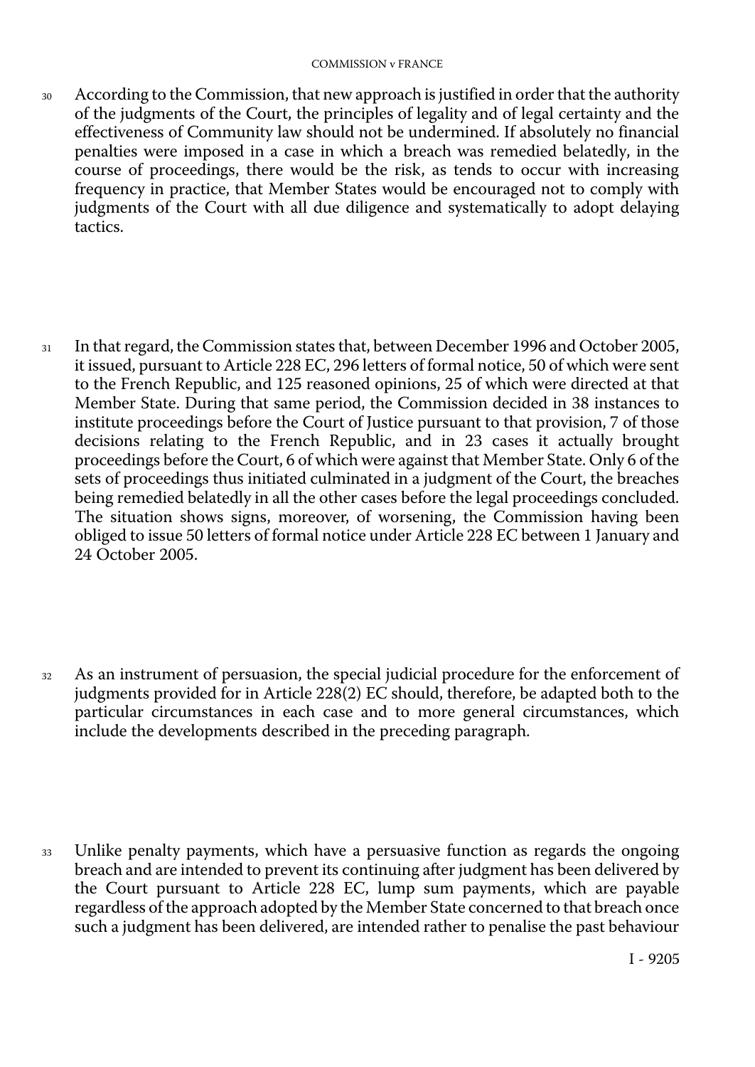30 According to the Commission, that new approach is justified in order that the authority of the judgments of the Court, the principles of legality and of legal certainty and the effectiveness of Community law should not be undermined. If absolutely no financial penalties were imposed in a case in which a breach was remedied belatedly, in the course of proceedings, there would be the risk, as tends to occur with increasing frequency in practice, that Member States would be encouraged not to comply with judgments of the Court with all due diligence and systematically to adopt delaying tactics.

31 In that regard, the Commission states that, between December 1996 and October 2005, it issued, pursuant to Article 228 EC, 296 letters of formal notice, 50 of which were sent to the French Republic, and 125 reasoned opinions, 25 of which were directed at that Member State. During that same period, the Commission decided in 38 instances to institute proceedings before the Court of Justice pursuant to that provision, 7 of those decisions relating to the French Republic, and in 23 cases it actually brought proceedings before the Court, 6 of which were against that Member State. Only 6 of the sets of proceedings thus initiated culminated in a judgment of the Court, the breaches being remedied belatedly in all the other cases before the legal proceedings concluded. The situation shows signs, moreover, of worsening, the Commission having been obliged to issue 50 letters of formal notice under Article 228 EC between 1 January and 24 October 2005.

32 As an instrument of persuasion, the special judicial procedure for the enforcement of judgments provided for in Article 228(2) EC should, therefore, be adapted both to the particular circumstances in each case and to more general circumstances, which include the developments described in the preceding paragraph.

33 Unlike penalty payments, which have a persuasive function as regards the ongoing breach and are intended to prevent its continuing after judgment has been delivered by the Court pursuant to Article 228 EC, lump sum payments, which are payable regardless of the approach adopted by the Member State concerned to that breach once such a judgment has been delivered, are intended rather to penalise the past behaviour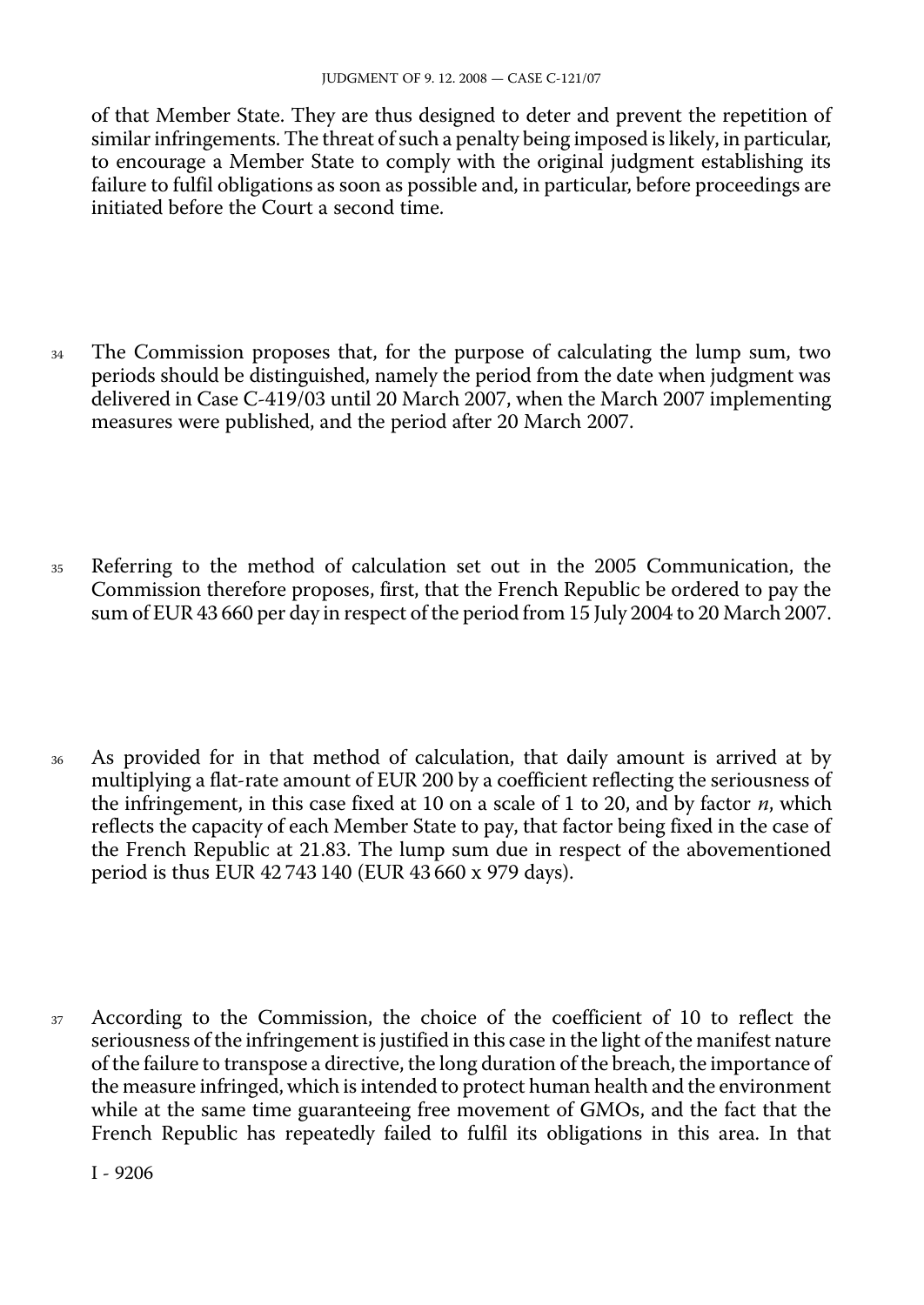of that Member State. They are thus designed to deter and prevent the repetition of similar infringements. The threat of such a penalty being imposed is likely, in particular, to encourage a Member State to comply with the original judgment establishing its failure to fulfil obligations as soon as possible and, in particular, before proceedings are initiated before the Court a second time.

34 The Commission proposes that, for the purpose of calculating the lump sum, two periods should be distinguished, namely the period from the date when judgment was delivered in Case C-419/03 until 20 March 2007, when the March 2007 implementing measures were published, and the period after 20 March 2007.

35 Referring to the method of calculation set out in the 2005 Communication, the Commission therefore proposes, first, that the French Republic be ordered to pay the sum of EUR 43 660 per day in respect of the period from 15 July 2004 to 20 March 2007.

36 As provided for in that method of calculation, that daily amount is arrived at by multiplying a flat-rate amount of EUR 200 by a coefficient reflecting the seriousness of the infringement, in this case fixed at 10 on a scale of 1 to 20, and by factor *n*, which reflects the capacity of each Member State to pay, that factor being fixed in the case of the French Republic at 21.83. The lump sum due in respect of the abovementioned period is thus EUR 42 743 140 (EUR 43 660 x 979 days).

37 According to the Commission, the choice of the coefficient of 10 to reflect the seriousness of the infringement is justified in this case in the light of the manifest nature of the failure to transpose a directive, the long duration of the breach, the importance of the measure infringed, which is intended to protect human health and the environment while at the same time guaranteeing free movement of GMOs, and the fact that the French Republic has repeatedly failed to fulfil its obligations in this area. In that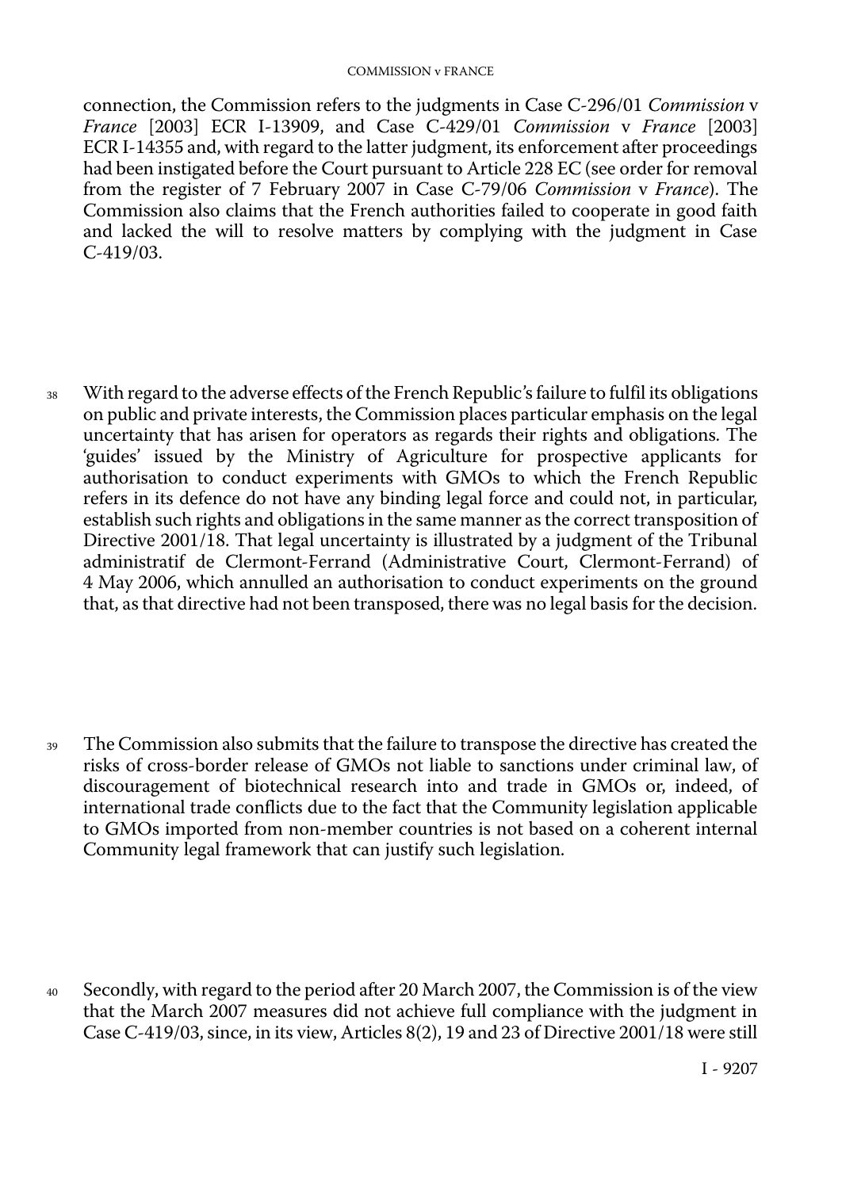connection, the Commission refers to the judgments in Case C-296/01 *Commission* v *France* [2003] ECR I-13909, and Case C-429/01 *Commission* v *France* [2003] ECR I-14355 and, with regard to the latter judgment, its enforcement after proceedings had been instigated before the Court pursuant to Article 228 EC (see order for removal from the register of 7 February 2007 in Case C-79/06 *Commission* v *France*). The Commission also claims that the French authorities failed to cooperate in good faith and lacked the will to resolve matters by complying with the judgment in Case C-419/03.

38 With regard to the adverse effects of the French Republic's failure to fulfil its obligations on public and private interests, the Commission places particular emphasis on the legal uncertainty that has arisen for operators as regards their rights and obligations. The 'guides' issued by the Ministry of Agriculture for prospective applicants for authorisation to conduct experiments with GMOs to which the French Republic refers in its defence do not have any binding legal force and could not, in particular, establish such rights and obligations in the same manner as the correct transposition of Directive 2001/18. That legal uncertainty is illustrated by a judgment of the Tribunal administratif de Clermont-Ferrand (Administrative Court, Clermont-Ferrand) of 4 May 2006, which annulled an authorisation to conduct experiments on the ground that, as that directive had not been transposed, there was no legal basis for the decision.

39 The Commission also submits that the failure to transpose the directive has created the risks of cross-border release of GMOs not liable to sanctions under criminal law, of discouragement of biotechnical research into and trade in GMOs or, indeed, of international trade conflicts due to the fact that the Community legislation applicable to GMOs imported from non-member countries is not based on a coherent internal Community legal framework that can justify such legislation.

40 Secondly, with regard to the period after 20 March 2007, the Commission is of the view that the March 2007 measures did not achieve full compliance with the judgment in Case C-419/03, since, in its view, Articles 8(2), 19 and 23 of Directive 2001/18 were still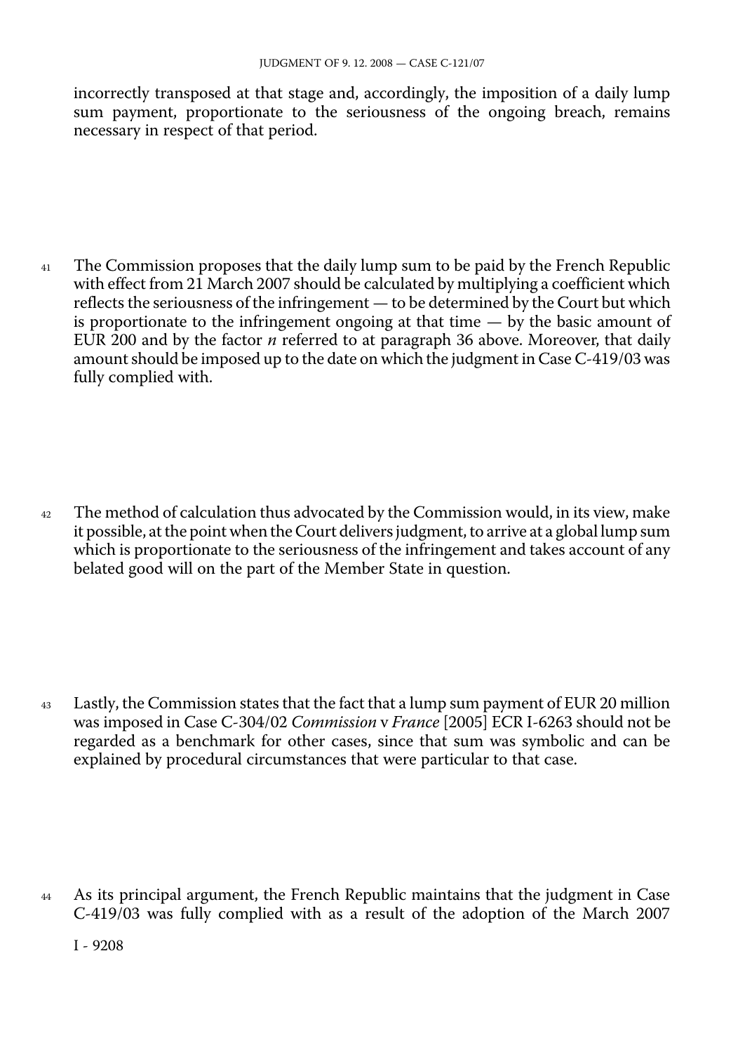incorrectly transposed at that stage and, accordingly, the imposition of a daily lump sum payment, proportionate to the seriousness of the ongoing breach, remains necessary in respect of that period.

41 The Commission proposes that the daily lump sum to be paid by the French Republic with effect from 21 March 2007 should be calculated by multiplying a coefficient which reflects the seriousness of the infringement — to be determined by the Court but which is proportionate to the infringement ongoing at that time — by the basic amount of EUR 200 and by the factor *n* referred to at paragraph 36 above. Moreover, that daily amount should be imposed up to the date on which the judgment in Case C-419/03 was fully complied with.

42 The method of calculation thus advocated by the Commission would, in its view, make it possible, at the point when the Court delivers judgment, to arrive at a global lump sum which is proportionate to the seriousness of the infringement and takes account of any belated good will on the part of the Member State in question.

43 Lastly, the Commission states that the fact that a lump sum payment of EUR 20 million was imposed in Case C-304/02 *Commission* v *France* [2005] ECR I-6263 should not be regarded as a benchmark for other cases, since that sum was symbolic and can be explained by procedural circumstances that were particular to that case.

44 As its principal argument, the French Republic maintains that the judgment in Case C-419/03 was fully complied with as a result of the adoption of the March 2007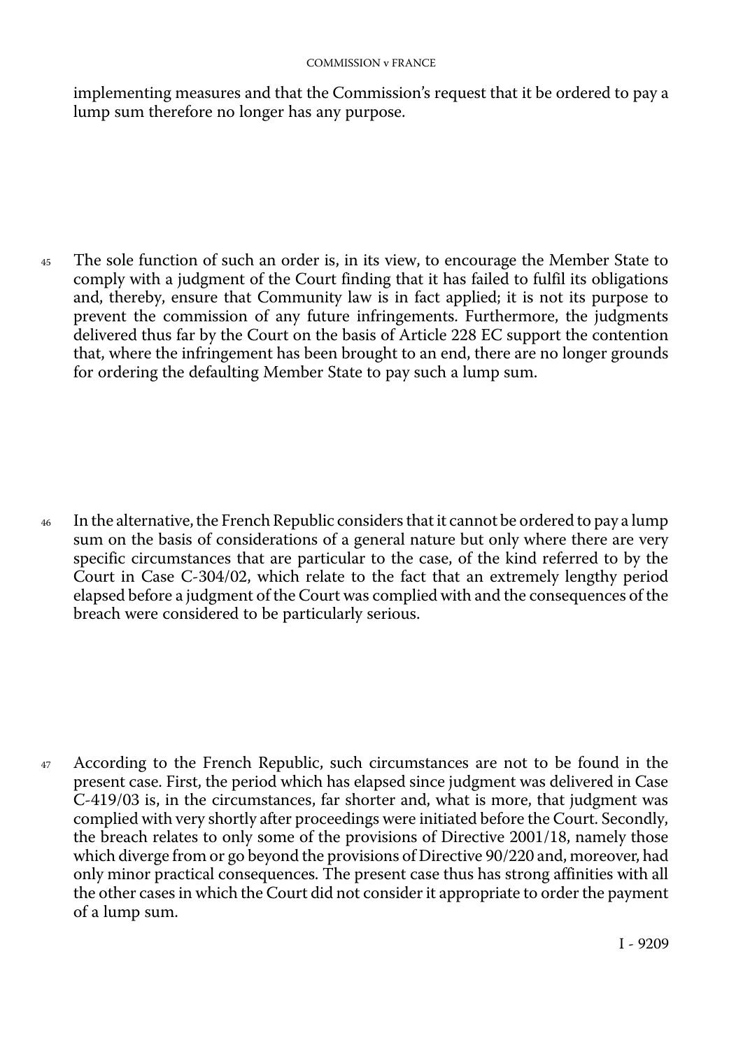implementing measures and that the Commission's request that it be ordered to pay a lump sum therefore no longer has any purpose.

45 The sole function of such an order is, in its view, to encourage the Member State to comply with a judgment of the Court finding that it has failed to fulfil its obligations and, thereby, ensure that Community law is in fact applied; it is not its purpose to prevent the commission of any future infringements. Furthermore, the judgments delivered thus far by the Court on the basis of Article 228 EC support the contention that, where the infringement has been brought to an end, there are no longer grounds for ordering the defaulting Member State to pay such a lump sum.

46 In the alternative, the French Republic considers that it cannot be ordered to pay a lump sum on the basis of considerations of a general nature but only where there are very specific circumstances that are particular to the case, of the kind referred to by the Court in Case C-304/02, which relate to the fact that an extremely lengthy period elapsed before a judgment of the Court was complied with and the consequences of the breach were considered to be particularly serious.

47 According to the French Republic, such circumstances are not to be found in the present case. First, the period which has elapsed since judgment was delivered in Case C-419/03 is, in the circumstances, far shorter and, what is more, that judgment was complied with very shortly after proceedings were initiated before the Court. Secondly, the breach relates to only some of the provisions of Directive 2001/18, namely those which diverge from or go beyond the provisions of Directive 90/220 and, moreover, had only minor practical consequences. The present case thus has strong affinities with all the other cases in which the Court did not consider it appropriate to order the payment of a lump sum.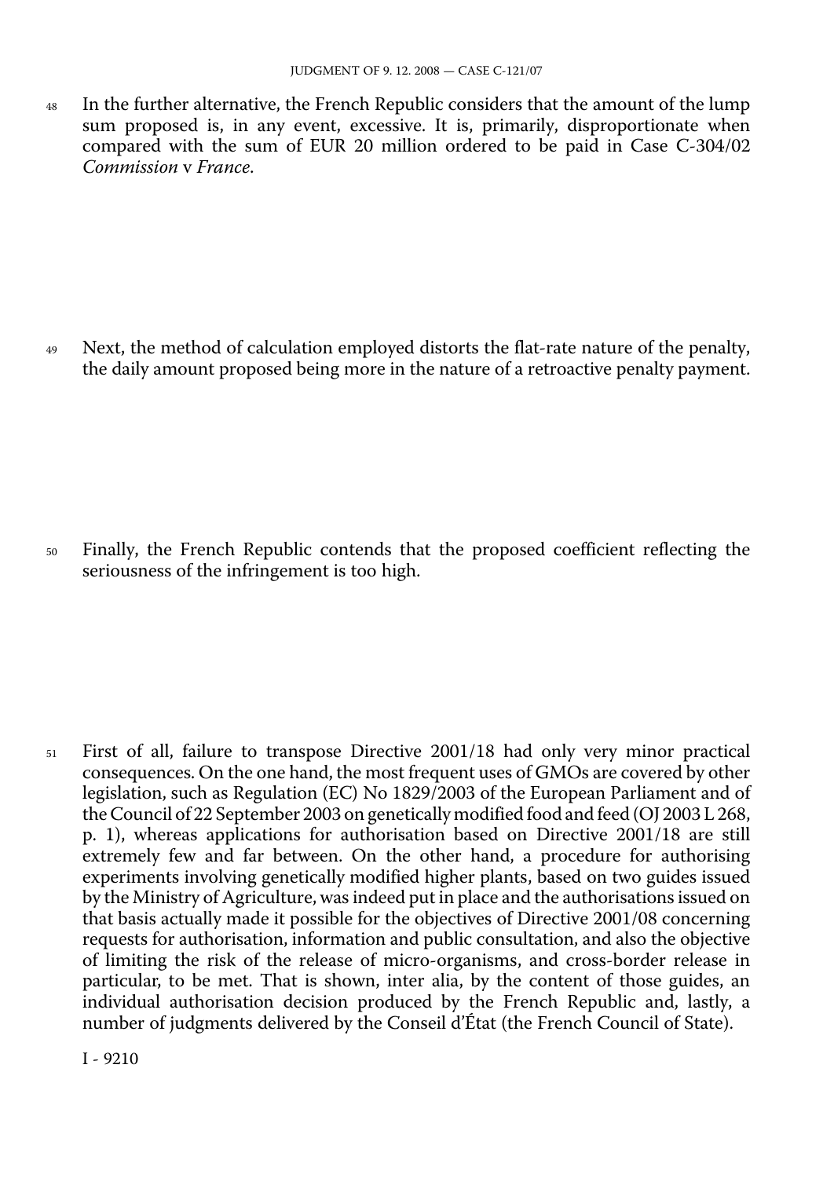48 In the further alternative, the French Republic considers that the amount of the lump sum proposed is, in any event, excessive. It is, primarily, disproportionate when compared with the sum of EUR 20 million ordered to be paid in Case C-304/02 *Commission* v *France*.

49 Next, the method of calculation employed distorts the flat-rate nature of the penalty, the daily amount proposed being more in the nature of a retroactive penalty payment.

50 Finally, the French Republic contends that the proposed coefficient reflecting the seriousness of the infringement is too high.

51 First of all, failure to transpose Directive 2001/18 had only very minor practical consequences. On the one hand, the most frequent uses of GMOs are covered by other legislation, such as Regulation (EC) No 1829/2003 of the European Parliament and of the Council of 22 September 2003 on genetically modified food and feed (OJ 2003 L 268, p. 1), whereas applications for authorisation based on Directive 2001/18 are still extremely few and far between. On the other hand, a procedure for authorising experiments involving genetically modified higher plants, based on two guides issued by the Ministry of Agriculture, was indeed put in place and the authorisations issued on that basis actually made it possible for the objectives of Directive 2001/08 concerning requests for authorisation, information and public consultation, and also the objective of limiting the risk of the release of micro-organisms, and cross-border release in particular, to be met. That is shown, inter alia, by the content of those guides, an individual authorisation decision produced by the French Republic and, lastly, a number of judgments delivered by the Conseil d'État (the French Council of State).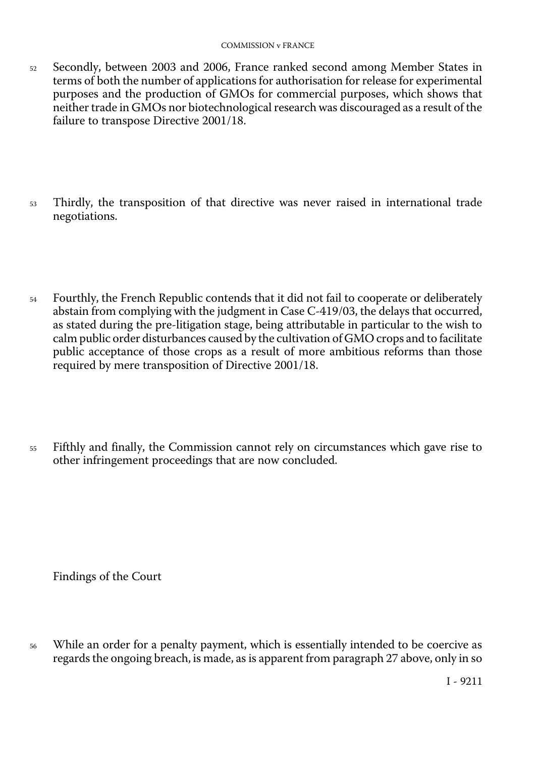52 Secondly, between 2003 and 2006, France ranked second among Member States in terms of both the number of applications for authorisation for release for experimental purposes and the production of GMOs for commercial purposes, which shows that neither trade in GMOs nor biotechnological research was discouraged as a result of the failure to transpose Directive 2001/18.

53 Thirdly, the transposition of that directive was never raised in international trade negotiations.

54 Fourthly, the French Republic contends that it did not fail to cooperate or deliberately abstain from complying with the judgment in Case C-419/03, the delays that occurred, as stated during the pre-litigation stage, being attributable in particular to the wish to calm public order disturbances caused by the cultivation of GMO crops and to facilitate public acceptance of those crops as a result of more ambitious reforms than those required by mere transposition of Directive 2001/18.

55 Fifthly and finally, the Commission cannot rely on circumstances which gave rise to other infringement proceedings that are now concluded.

Findings of the Court

56 While an order for a penalty payment, which is essentially intended to be coercive as regards the ongoing breach, is made, as is apparent from paragraph 27 above, only in so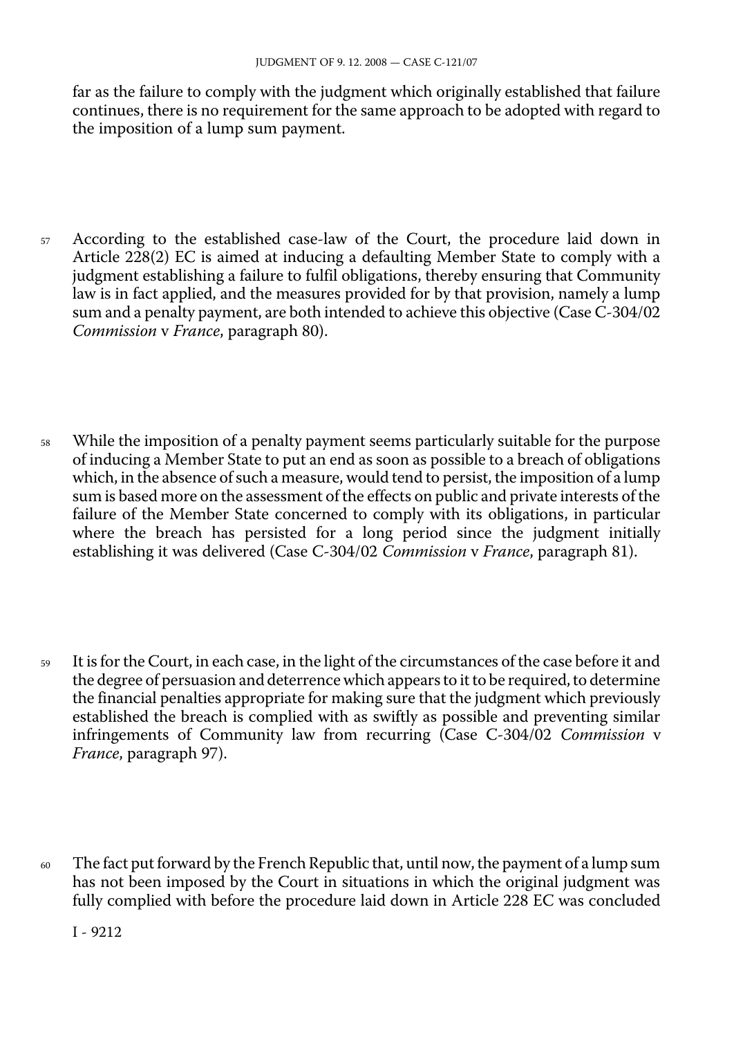far as the failure to comply with the judgment which originally established that failure continues, there is no requirement for the same approach to be adopted with regard to the imposition of a lump sum payment.

57 According to the established case-law of the Court, the procedure laid down in Article 228(2) EC is aimed at inducing a defaulting Member State to comply with a judgment establishing a failure to fulfil obligations, thereby ensuring that Community law is in fact applied, and the measures provided for by that provision, namely a lump sum and a penalty payment, are both intended to achieve this objective (Case C-304/02 *Commission* v *France*, paragraph 80).

58 While the imposition of a penalty payment seems particularly suitable for the purpose of inducing a Member State to put an end as soon as possible to a breach of obligations which, in the absence of such a measure, would tend to persist, the imposition of a lump sum is based more on the assessment of the effects on public and private interests of the failure of the Member State concerned to comply with its obligations, in particular where the breach has persisted for a long period since the judgment initially establishing it was delivered (Case C-304/02 *Commission* v *France*, paragraph 81).

59 It is for the Court, in each case, in the light of the circumstances of the case before it and the degree of persuasion and deterrence which appears to it to be required, to determine the financial penalties appropriate for making sure that the judgment which previously established the breach is complied with as swiftly as possible and preventing similar infringements of Community law from recurring (Case C-304/02 *Commission* v *France*, paragraph 97).

60 The fact put forward by the French Republic that, until now, the payment of a lump sum has not been imposed by the Court in situations in which the original judgment was fully complied with before the procedure laid down in Article 228 EC was concluded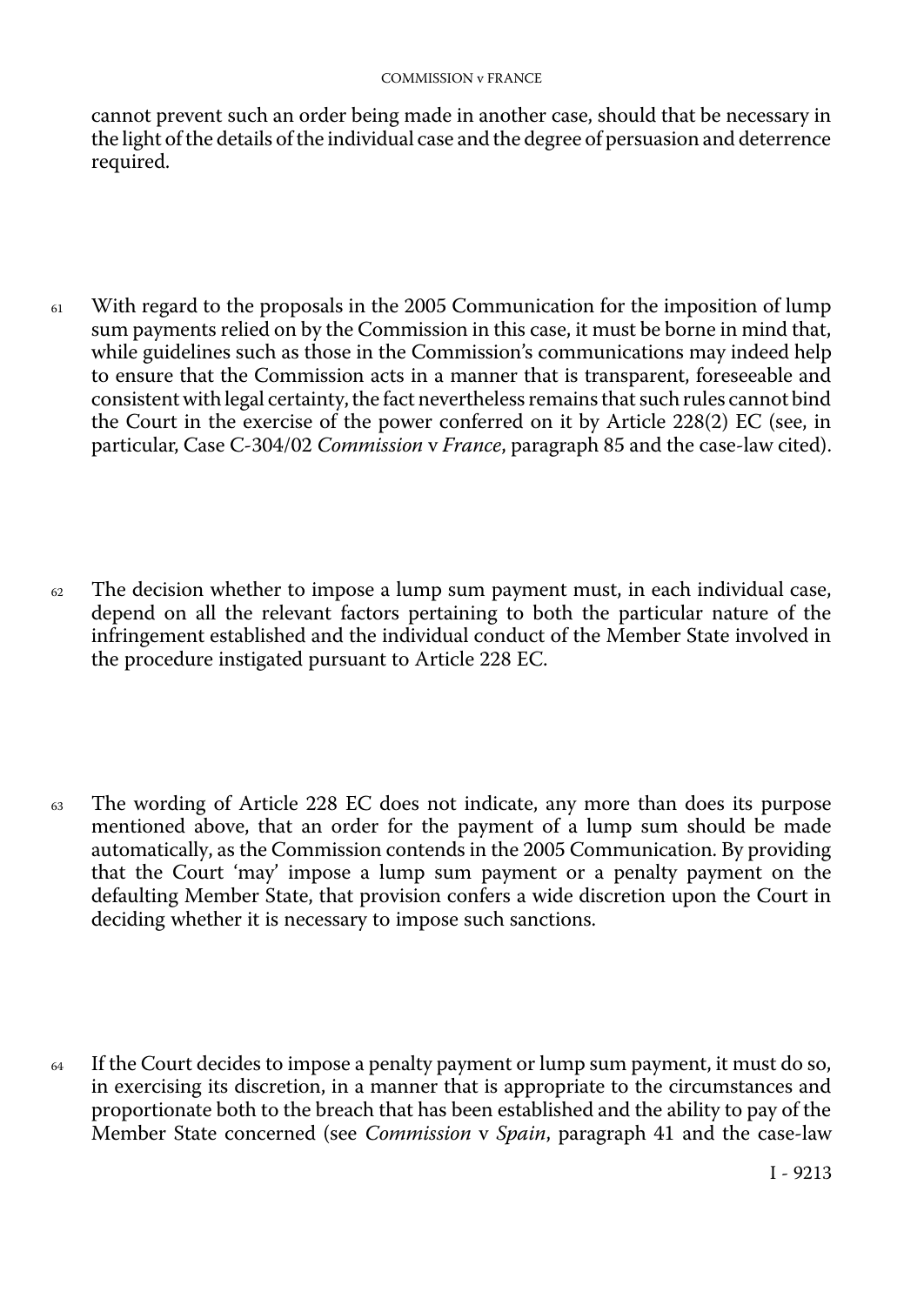cannot prevent such an order being made in another case, should that be necessary in the light of the details of the individual case and the degree of persuasion and deterrence required.

61 With regard to the proposals in the 2005 Communication for the imposition of lump sum payments relied on by the Commission in this case, it must be borne in mind that, while guidelines such as those in the Commission's communications may indeed help to ensure that the Commission acts in a manner that is transparent, foreseeable and consistent with legal certainty, the fact nevertheless remains that such rules cannot bind the Court in the exercise of the power conferred on it by Article 228(2) EC (see, in particular, Case C-304/02 *Commission* v *France*, paragraph 85 and the case-law cited).

62 The decision whether to impose a lump sum payment must, in each individual case, depend on all the relevant factors pertaining to both the particular nature of the infringement established and the individual conduct of the Member State involved in the procedure instigated pursuant to Article 228 EC.

63 The wording of Article 228 EC does not indicate, any more than does its purpose mentioned above, that an order for the payment of a lump sum should be made automatically, as the Commission contends in the 2005 Communication. By providing that the Court 'may' impose a lump sum payment or a penalty payment on the defaulting Member State, that provision confers a wide discretion upon the Court in deciding whether it is necessary to impose such sanctions.

64 If the Court decides to impose a penalty payment or lump sum payment, it must do so, in exercising its discretion, in a manner that is appropriate to the circumstances and proportionate both to the breach that has been established and the ability to pay of the Member State concerned (see *Commission* v *Spain*, paragraph 41 and the case-law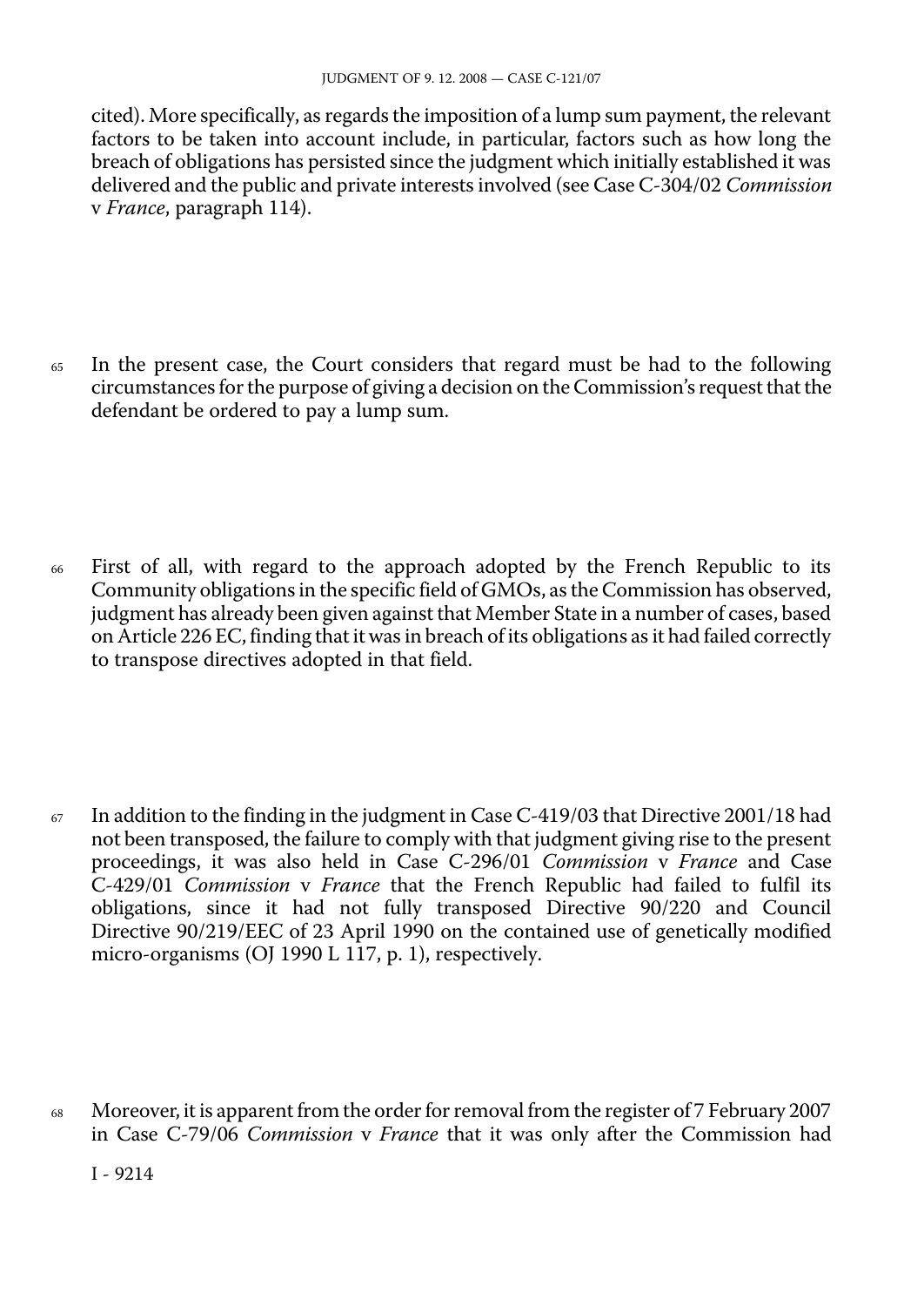cited). More specifically, as regards the imposition of a lump sum payment, the relevant factors to be taken into account include, in particular, factors such as how long the breach of obligations has persisted since the judgment which initially established it was delivered and the public and private interests involved (see Case C-304/02 *Commission* v *France*, paragraph 114).

65 In the present case, the Court considers that regard must be had to the following circumstances for the purpose of giving a decision on the Commission's request that the defendant be ordered to pay a lump sum.

66 First of all, with regard to the approach adopted by the French Republic to its Community obligations in the specific field of GMOs, as the Commission has observed, judgment has already been given against that Member State in a number of cases, based on Article 226 EC, finding that it was in breach of its obligations as it had failed correctly to transpose directives adopted in that field.

67 In addition to the finding in the judgment in Case C-419/03 that Directive 2001/18 had not been transposed, the failure to comply with that judgment giving rise to the present proceedings, it was also held in Case C-296/01 *Commission* v *France* and Case C-429/01 *Commission* v *France* that the French Republic had failed to fulfil its obligations, since it had not fully transposed Directive 90/220 and Council Directive 90/219/EEC of 23 April 1990 on the contained use of genetically modified micro-organisms (OJ 1990 L 117, p. 1), respectively.

68 Moreover, it is apparent from the order for removal from the register of 7 February 2007 in Case C-79/06 *Commission* v *France* that it was only after the Commission had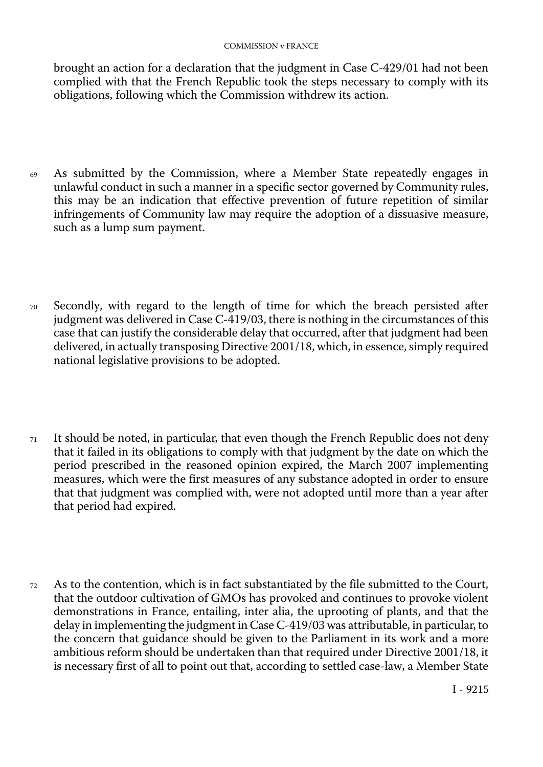brought an action for a declaration that the judgment in Case C-429/01 had not been complied with that the French Republic took the steps necessary to comply with its obligations, following which the Commission withdrew its action.

69 As submitted by the Commission, where a Member State repeatedly engages in unlawful conduct in such a manner in a specific sector governed by Community rules, this may be an indication that effective prevention of future repetition of similar infringements of Community law may require the adoption of a dissuasive measure, such as a lump sum payment.

70 Secondly, with regard to the length of time for which the breach persisted after judgment was delivered in Case C-419/03, there is nothing in the circumstances of this case that can justify the considerable delay that occurred, after that judgment had been delivered, in actually transposing Directive 2001/18, which, in essence, simply required national legislative provisions to be adopted.

71 It should be noted, in particular, that even though the French Republic does not deny that it failed in its obligations to comply with that judgment by the date on which the period prescribed in the reasoned opinion expired, the March 2007 implementing measures, which were the first measures of any substance adopted in order to ensure that that judgment was complied with, were not adopted until more than a year after that period had expired.

72 As to the contention, which is in fact substantiated by the file submitted to the Court, that the outdoor cultivation of GMOs has provoked and continues to provoke violent demonstrations in France, entailing, inter alia, the uprooting of plants, and that the delay in implementing the judgment in Case C-419/03 was attributable, in particular, to the concern that guidance should be given to the Parliament in its work and a more ambitious reform should be undertaken than that required under Directive 2001/18, it is necessary first of all to point out that, according to settled case-law, a Member State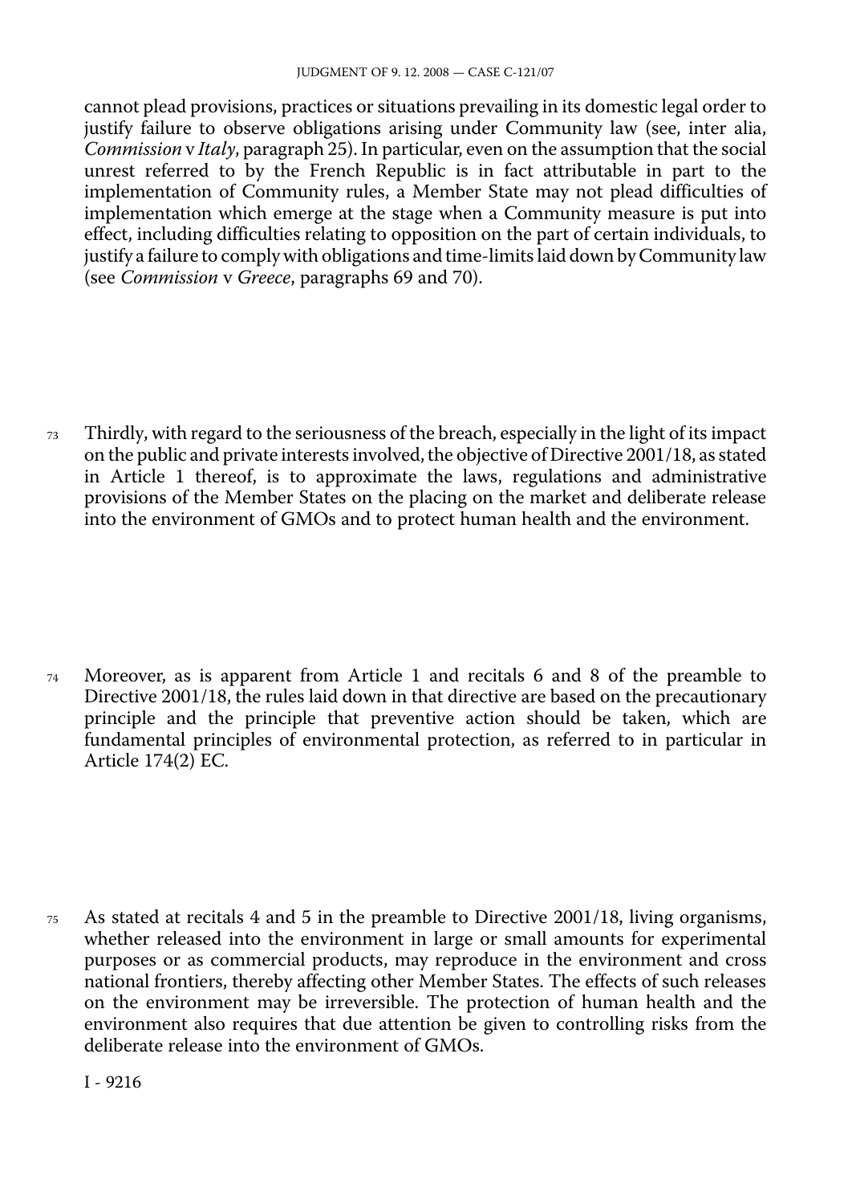cannot plead provisions, practices or situations prevailing in its domestic legal order to justify failure to observe obligations arising under Community law (see, inter alia, *Commission* v *Italy*, paragraph 25). In particular, even on the assumption that the social unrest referred to by the French Republic is in fact attributable in part to the implementation of Community rules, a Member State may not plead difficulties of implementation which emerge at the stage when a Community measure is put into effect, including difficulties relating to opposition on the part of certain individuals, to justify a failure to comply with obligations and time-limits laid down by Community law (see *Commission* v *Greece*, paragraphs 69 and 70).

73 Thirdly, with regard to the seriousness of the breach, especially in the light of its impact on the public and private interests involved, the objective of Directive 2001/18, as stated in Article 1 thereof, is to approximate the laws, regulations and administrative provisions of the Member States on the placing on the market and deliberate release into the environment of GMOs and to protect human health and the environment.

74 Moreover, as is apparent from Article 1 and recitals 6 and 8 of the preamble to Directive 2001/18, the rules laid down in that directive are based on the precautionary principle and the principle that preventive action should be taken, which are fundamental principles of environmental protection, as referred to in particular in Article 174(2) EC.

75 As stated at recitals 4 and 5 in the preamble to Directive 2001/18, living organisms, whether released into the environment in large or small amounts for experimental purposes or as commercial products, may reproduce in the environment and cross national frontiers, thereby affecting other Member States. The effects of such releases on the environment may be irreversible. The protection of human health and the environment also requires that due attention be given to controlling risks from the deliberate release into the environment of GMOs.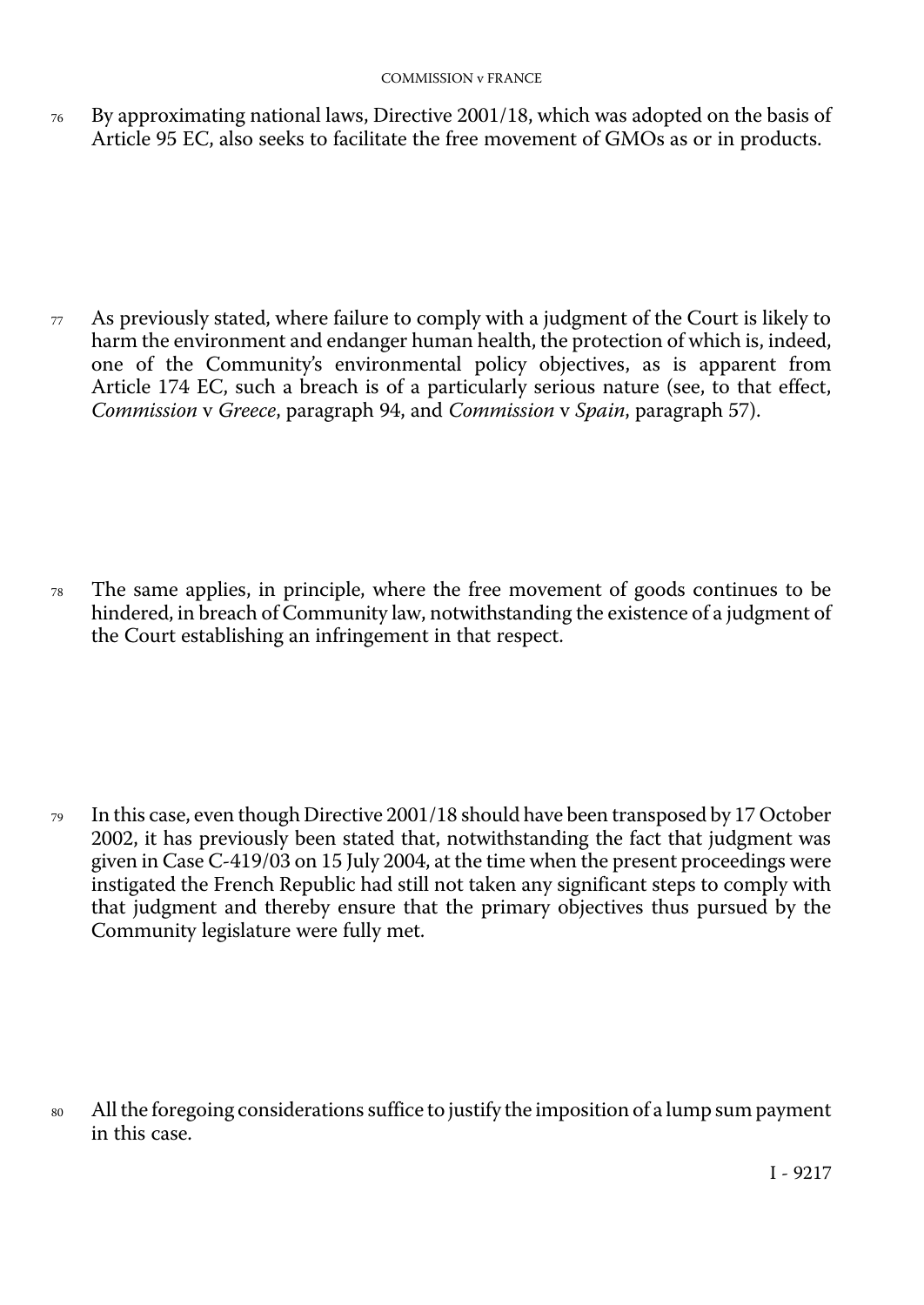76 By approximating national laws, Directive 2001/18, which was adopted on the basis of Article 95 EC, also seeks to facilitate the free movement of GMOs as or in products.

77 As previously stated, where failure to comply with a judgment of the Court is likely to harm the environment and endanger human health, the protection of which is, indeed, one of the Community's environmental policy objectives, as is apparent from Article 174 EC, such a breach is of a particularly serious nature (see, to that effect, *Commission* v *Greece*, paragraph 94, and *Commission* v *Spain*, paragraph 57).

78 The same applies, in principle, where the free movement of goods continues to be hindered, in breach of Community law, notwithstanding the existence of a judgment of the Court establishing an infringement in that respect.

79 In this case, even though Directive 2001/18 should have been transposed by 17 October 2002, it has previously been stated that, notwithstanding the fact that judgment was given in Case C-419/03 on 15 July 2004, at the time when the present proceedings were instigated the French Republic had still not taken any significant steps to comply with that judgment and thereby ensure that the primary objectives thus pursued by the Community legislature were fully met.

80 All the foregoing considerations suffice to justify the imposition of a lump sum payment in this case.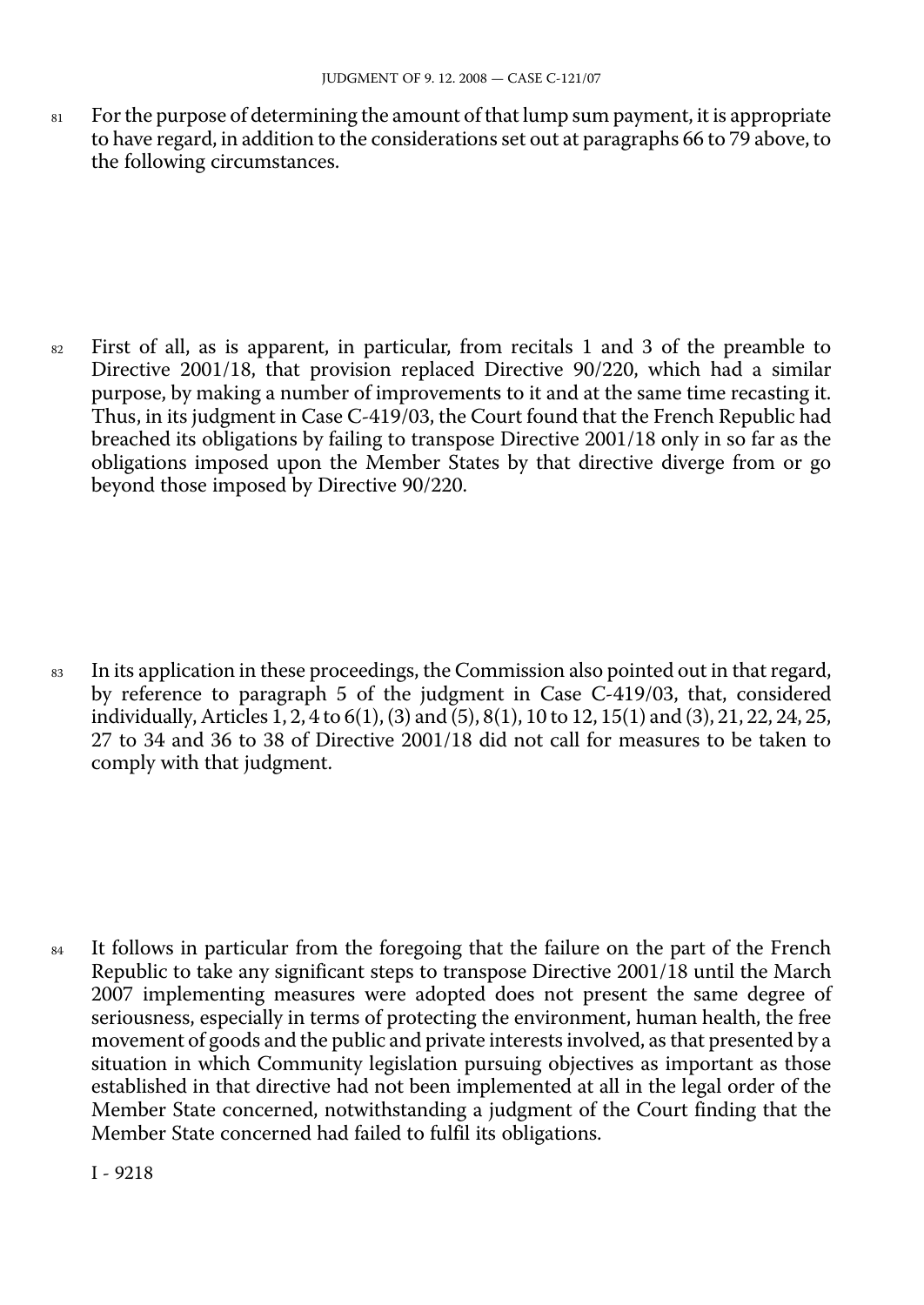81 For the purpose of determining the amount of that lump sum payment, it is appropriate to have regard, in addition to the considerations set out at paragraphs 66 to 79 above, to the following circumstances.

82 First of all, as is apparent, in particular, from recitals 1 and 3 of the preamble to Directive 2001/18, that provision replaced Directive 90/220, which had a similar purpose, by making a number of improvements to it and at the same time recasting it. Thus, in its judgment in Case C-419/03, the Court found that the French Republic had breached its obligations by failing to transpose Directive 2001/18 only in so far as the obligations imposed upon the Member States by that directive diverge from or go beyond those imposed by Directive 90/220.

83 In its application in these proceedings, the Commission also pointed out in that regard, by reference to paragraph 5 of the judgment in Case C-419/03, that, considered individually, Articles 1, 2, 4 to 6(1), (3) and (5), 8(1), 10 to 12, 15(1) and (3), 21, 22, 24, 25, 27 to 34 and 36 to 38 of Directive 2001/18 did not call for measures to be taken to comply with that judgment.

84 It follows in particular from the foregoing that the failure on the part of the French Republic to take any significant steps to transpose Directive 2001/18 until the March 2007 implementing measures were adopted does not present the same degree of seriousness, especially in terms of protecting the environment, human health, the free movement of goods and the public and private interests involved, as that presented by a situation in which Community legislation pursuing objectives as important as those established in that directive had not been implemented at all in the legal order of the Member State concerned, notwithstanding a judgment of the Court finding that the Member State concerned had failed to fulfil its obligations.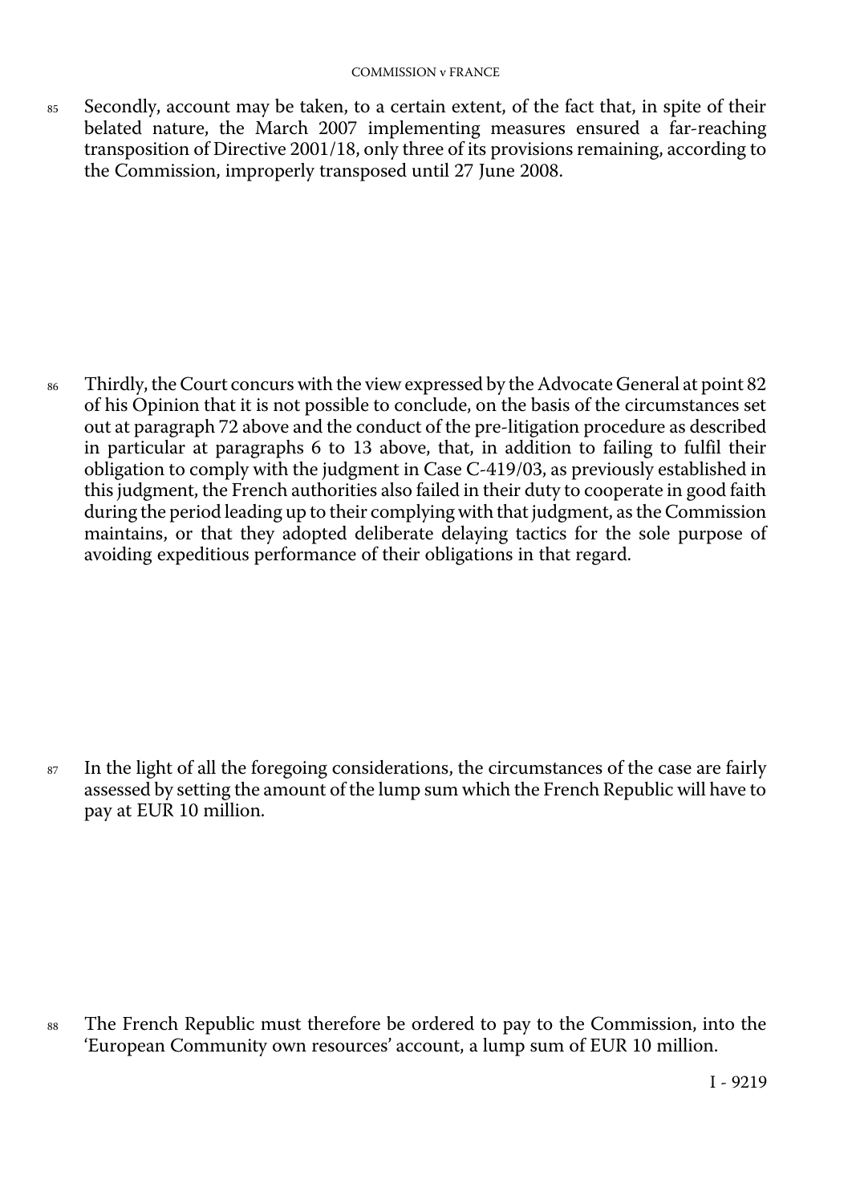85 Secondly, account may be taken, to a certain extent, of the fact that, in spite of their belated nature, the March 2007 implementing measures ensured a far-reaching transposition of Directive 2001/18, only three of its provisions remaining, according to the Commission, improperly transposed until 27 June 2008.

86 Thirdly, the Court concurs with the view expressed by the Advocate General at point 82 of his Opinion that it is not possible to conclude, on the basis of the circumstances set out at paragraph 72 above and the conduct of the pre-litigation procedure as described in particular at paragraphs 6 to 13 above, that, in addition to failing to fulfil their obligation to comply with the judgment in Case C-419/03, as previously established in this judgment, the French authorities also failed in their duty to cooperate in good faith during the period leading up to their complying with that judgment, as the Commission maintains, or that they adopted deliberate delaying tactics for the sole purpose of avoiding expeditious performance of their obligations in that regard.

87 In the light of all the foregoing considerations, the circumstances of the case are fairly assessed by setting the amount of the lump sum which the French Republic will have to pay at EUR 10 million.

88 The French Republic must therefore be ordered to pay to the Commission, into the 'European Community own resources' account, a lump sum of EUR 10 million.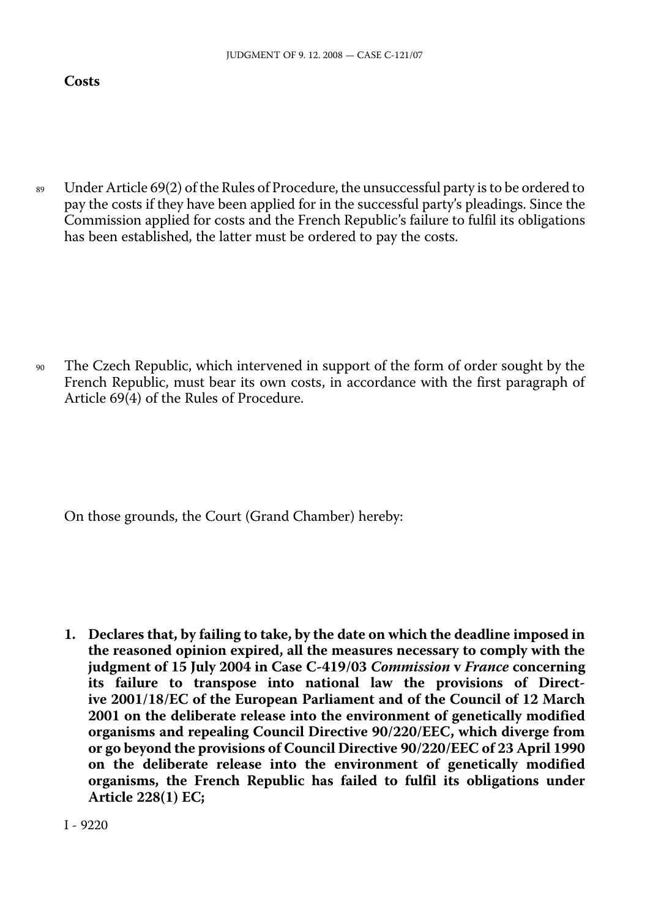**Costs**

89 Under Article 69(2) of the Rules of Procedure, the unsuccessful party is to be ordered to pay the costs if they have been applied for in the successful party's pleadings. Since the Commission applied for costs and the French Republic's failure to fulfil its obligations has been established, the latter must be ordered to pay the costs.

90 The Czech Republic, which intervened in support of the form of order sought by the French Republic, must bear its own costs, in accordance with the first paragraph of Article 69(4) of the Rules of Procedure.

On those grounds, the Court (Grand Chamber) hereby:

**1. Declares that, by failing to take, by the date on which the deadline imposed in the reasoned opinion expired, all the measures necessary to comply with the judgment of 15 July 2004 in Case C-419/03 *Commission* v *France* concerning its failure to transpose into national law the provisions of Directive 2001/18/EC of the European Parliament and of the Council of 12 March 2001 on the deliberate release into the environment of genetically modified organisms and repealing Council Directive 90/220/EEC, which diverge from or go beyond the provisions of Council Directive 90/220/EEC of 23 April 1990 on the deliberate release into the environment of genetically modified organisms, the French Republic has failed to fulfil its obligations under Article 228(1) EC;**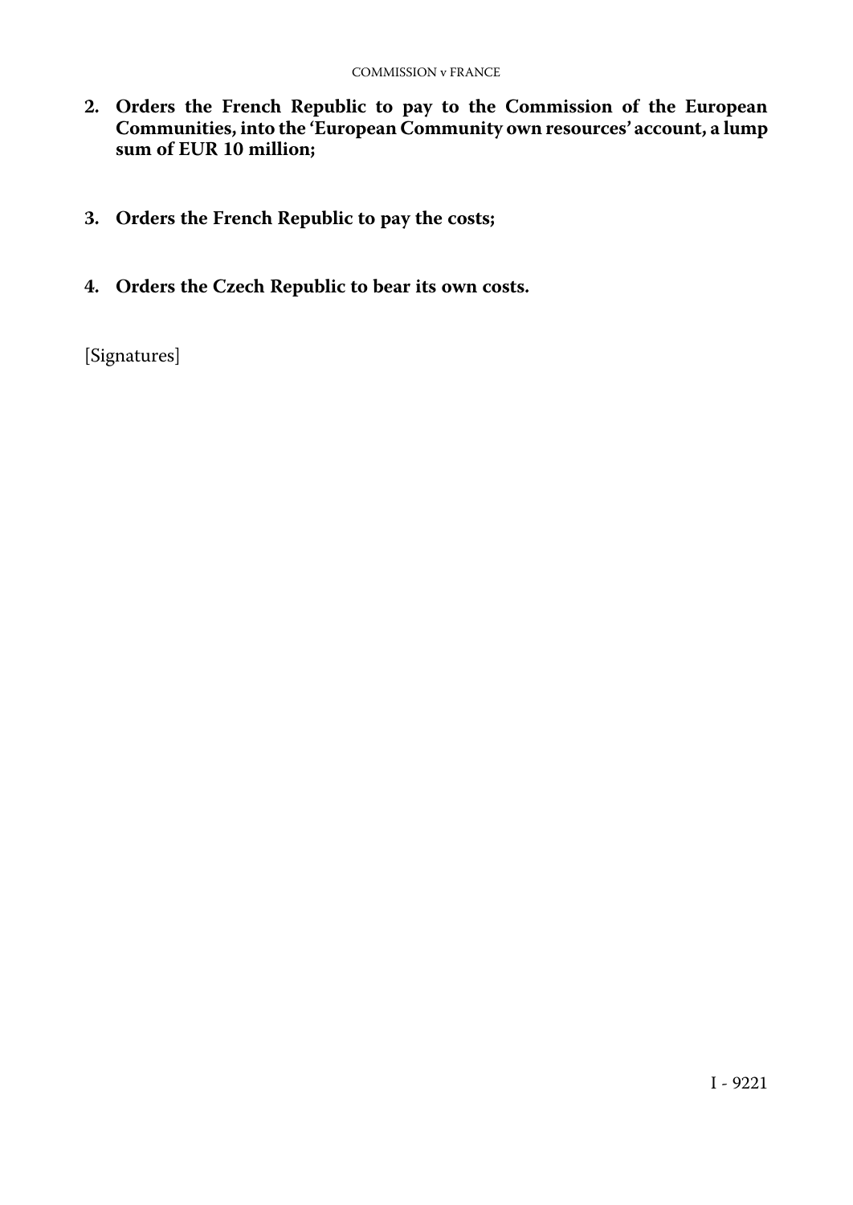2. **Orders the French Republic to pay to the Commission of the European Communities, into the 'European Community own resources' account, a lump sum of EUR 10 million;**

3. **Orders the French Republic to pay the costs;**

4. **Orders the Czech Republic to bear its own costs.**

[Signatures]